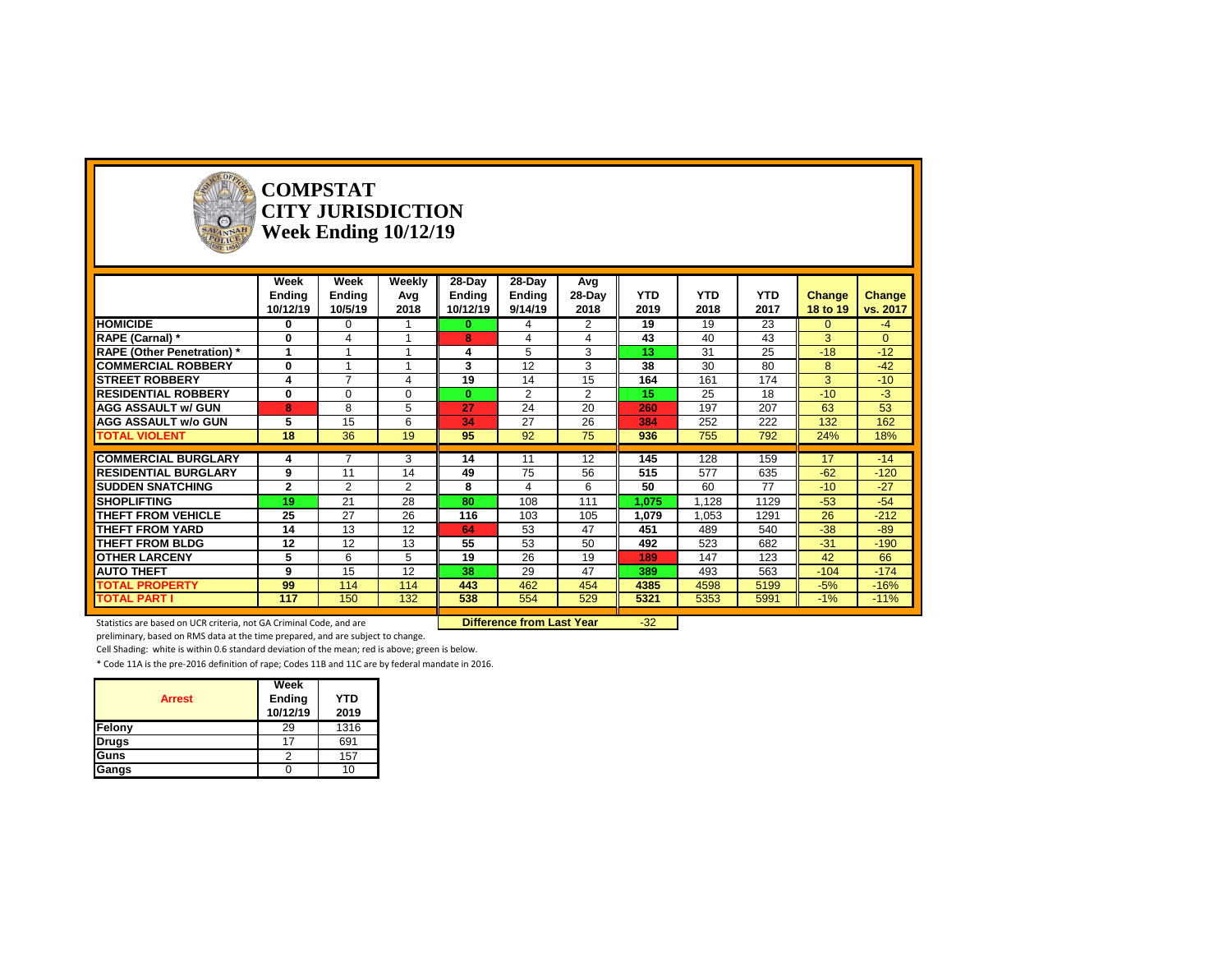# COMPSTAT
# CITY JURISDICTION
# Week Ending 10/12/19

| | Week Ending 10/12/19 | Week Ending 10/5/19 | Weekly Avg 2018 | 28-Day Ending 10/12/19 | 28-Day Ending 9/14/19 | Avg 28-Day 2018 | YTD 2019 | YTD 2018 | YTD 2017 | Change 18 to 19 | Change vs. 2017 |
|---|---|---|---|---|---|---|---|---|---|---|---|
| **HOMICIDE** | 0 | 0 | 1 | 0 | 4 | 2 | 19 | 19 | 23 | 0 | -4 |
| **RAPE (Carnal) *** | 0 | 4 | 1 | 8 | 4 | 4 | 43 | 40 | 43 | 3 | 0 |
| **RAPE (Other Penetration) *** | 1 | 1 | 1 | 4 | 5 | 3 | 13 | 31 | 25 | -18 | -12 |
| **COMMERCIAL ROBBERY** | 0 | 1 | 1 | 3 | 12 | 3 | 38 | 30 | 80 | 8 | -42 |
| **STREET ROBBERY** | 4 | 7 | 4 | 19 | 14 | 15 | 164 | 161 | 174 | 3 | -10 |
| **RESIDENTIAL ROBBERY** | 0 | 0 | 0 | 0 | 2 | 2 | 15 | 25 | 18 | -10 | -3 |
| **AGG ASSAULT w/ GUN** | 8 | 8 | 5 | 27 | 24 | 20 | 260 | 197 | 207 | 63 | 53 |
| **AGG ASSAULT w/o GUN** | 5 | 15 | 6 | 34 | 27 | 26 | 384 | 252 | 222 | 132 | 162 |
| **TOTAL VIOLENT** | 18 | 36 | 19 | 95 | 92 | 75 | 936 | 755 | 792 | 24% | 18% |
| **COMMERCIAL BURGLARY** | 4 | 7 | 3 | 14 | 11 | 12 | 145 | 128 | 159 | 17 | -14 |
| **RESIDENTIAL BURGLARY** | 9 | 11 | 14 | 49 | 75 | 56 | 515 | 577 | 635 | -62 | -120 |
| **SUDDEN SNATCHING** | 2 | 2 | 2 | 8 | 4 | 6 | 50 | 60 | 77 | -10 | -27 |
| **SHOPLIFTING** | 19 | 21 | 28 | 80 | 108 | 111 | 1,075 | 1,128 | 1129 | -53 | -54 |
| **THEFT FROM VEHICLE** | 25 | 27 | 26 | 116 | 103 | 105 | 1,079 | 1,053 | 1291 | 26 | -212 |
| **THEFT FROM YARD** | 14 | 13 | 12 | 64 | 53 | 47 | 451 | 489 | 540 | -38 | -89 |
| **THEFT FROM BLDG** | 12 | 12 | 13 | 55 | 53 | 50 | 492 | 523 | 682 | -31 | -190 |
| **OTHER LARCENY** | 5 | 6 | 5 | 19 | 26 | 19 | 189 | 147 | 123 | 42 | 66 |
| **AUTO THEFT** | 9 | 15 | 12 | 38 | 29 | 47 | 389 | 493 | 563 | -104 | -174 |
| **TOTAL PROPERTY** | 99 | 114 | 114 | 443 | 462 | 454 | 4385 | 4598 | 5199 | -5% | -16% |
| **TOTAL PART I** | 117 | 150 | 132 | 538 | 554 | 529 | 5321 | 5353 | 5991 | -1% | -11% |

**Difference from Last Year** -32

Statistics are based on UCR criteria, not GA Criminal Code, and are preliminary, based on RMS data at the time prepared, and are subject to change.

Cell Shading: white is within 0.6 standard deviation of the mean; red is above; green is below.

* Code 11A is the pre-2016 definition of rape; Codes 11B and 11C are by federal mandate in 2016.

| Arrest | Week Ending 10/12/19 | YTD 2019 |
|---|---|---|
| **Felony** | 29 | 1316 |
| **Drugs** | 17 | 691 |
| **Guns** | 2 | 157 |
| **Gangs** | 0 | 10 |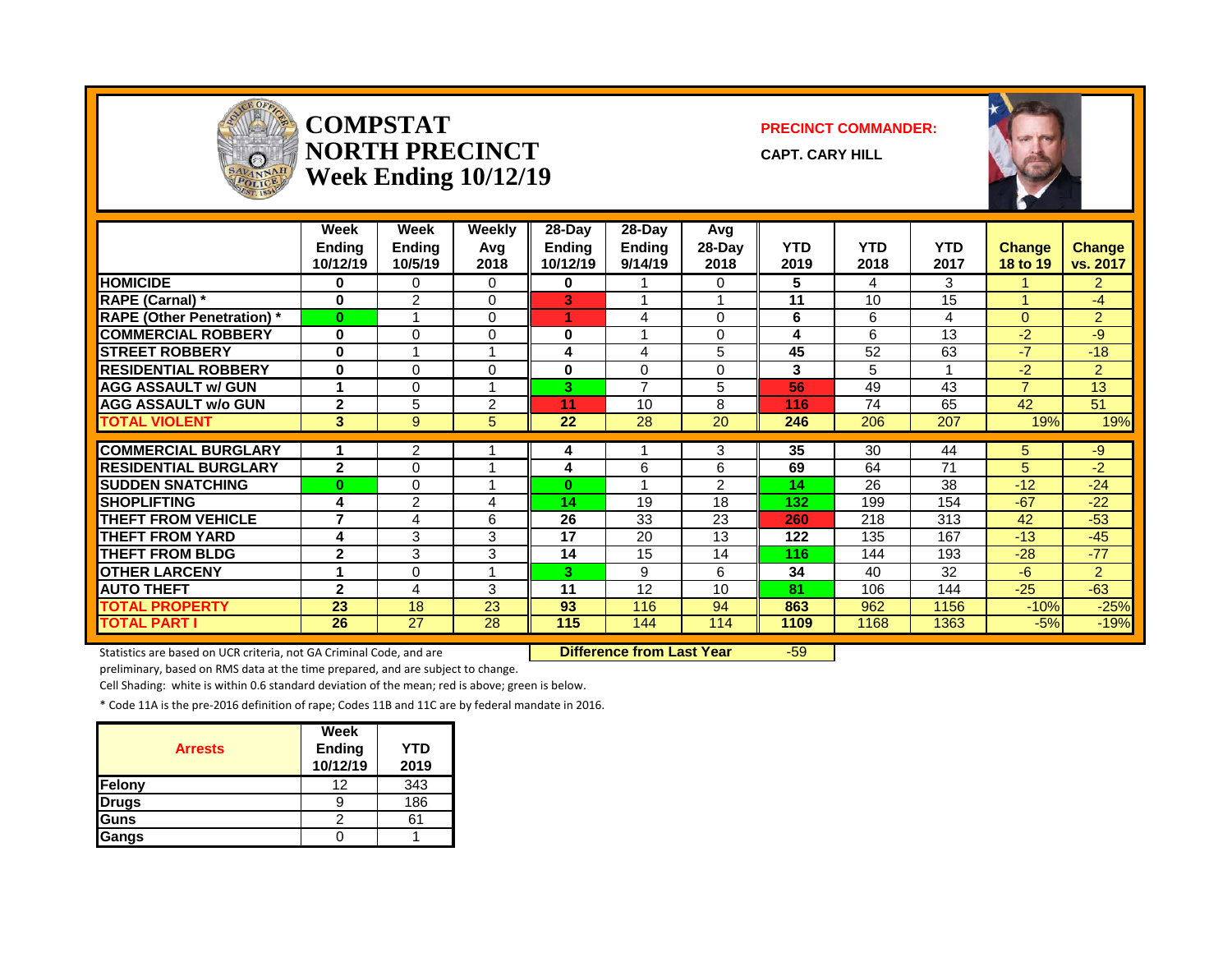# COMPSTAT
# NORTH PRECINCT
# Week Ending 10/12/19

**PRECINCT COMMANDER:**

**CAPT. CARY HILL**

| | Week Ending 10/12/19 | Week Ending 10/5/19 | Weekly Avg 2018 | 28-Day Ending 10/12/19 | 28-Day Ending 9/14/19 | Avg 28-Day 2018 | YTD 2019 | YTD 2018 | YTD 2017 | Change 18 to 19 | Change vs. 2017 |
|---|---|---|---|---|---|---|---|---|---|---|---|
| HOMICIDE | 0 | 0 | 0 | 0 | 1 | 0 | 5 | 4 | 3 | 1 | 2 |
| RAPE (Carnal) * | 0 | 2 | 0 | 3 | 1 | 1 | 11 | 10 | 15 | 1 | -4 |
| RAPE (Other Penetration) * | 0 | 1 | 0 | 1 | 4 | 0 | 6 | 6 | 4 | 0 | 2 |
| COMMERCIAL ROBBERY | 0 | 0 | 0 | 0 | 1 | 0 | 4 | 6 | 13 | -2 | -9 |
| STREET ROBBERY | 0 | 1 | 1 | 4 | 4 | 5 | 45 | 52 | 63 | -7 | -18 |
| RESIDENTIAL ROBBERY | 0 | 0 | 0 | 0 | 0 | 0 | 3 | 5 | 1 | -2 | 2 |
| AGG ASSAULT w/ GUN | 1 | 0 | 1 | 3 | 7 | 5 | 56 | 49 | 43 | 7 | 13 |
| AGG ASSAULT w/o GUN | 2 | 5 | 2 | 11 | 10 | 8 | 116 | 74 | 65 | 42 | 51 |
| TOTAL VIOLENT | 3 | 9 | 5 | 22 | 28 | 20 | 246 | 206 | 207 | 19% | 19% |
| COMMERCIAL BURGLARY | 1 | 2 | 1 | 4 | 1 | 3 | 35 | 30 | 44 | 5 | -9 |
| RESIDENTIAL BURGLARY | 2 | 0 | 1 | 4 | 6 | 6 | 69 | 64 | 71 | 5 | -2 |
| SUDDEN SNATCHING | 0 | 0 | 1 | 0 | 1 | 2 | 14 | 26 | 38 | -12 | -24 |
| SHOPLIFTING | 4 | 2 | 4 | 14 | 19 | 18 | 132 | 199 | 154 | -67 | -22 |
| THEFT FROM VEHICLE | 7 | 4 | 6 | 26 | 33 | 23 | 260 | 218 | 313 | 42 | -53 |
| THEFT FROM YARD | 4 | 3 | 3 | 17 | 20 | 13 | 122 | 135 | 167 | -13 | -45 |
| THEFT FROM BLDG | 2 | 3 | 3 | 14 | 15 | 14 | 116 | 144 | 193 | -28 | -77 |
| OTHER LARCENY | 1 | 0 | 1 | 3 | 9 | 6 | 34 | 40 | 32 | -6 | 2 |
| AUTO THEFT | 2 | 4 | 3 | 11 | 12 | 10 | 81 | 106 | 144 | -25 | -63 |
| TOTAL PROPERTY | 23 | 18 | 23 | 93 | 116 | 94 | 863 | 962 | 1156 | -10% | -25% |
| TOTAL PART I | 26 | 27 | 28 | 115 | 144 | 114 | 1109 | 1168 | 1363 | -5% | -19% |

**Difference from Last Year** -59

Statistics are based on UCR criteria, not GA Criminal Code, and are preliminary, based on RMS data at the time prepared, and are subject to change.

Cell Shading: white is within 0.6 standard deviation of the mean; red is above; green is below.

* Code 11A is the pre-2016 definition of rape; Codes 11B and 11C are by federal mandate in 2016.

| Arrests | Week Ending 10/12/19 | YTD 2019 |
|---|---|---|
| Felony | 12 | 343 |
| Drugs | 9 | 186 |
| Guns | 2 | 61 |
| Gangs | 0 | 1 |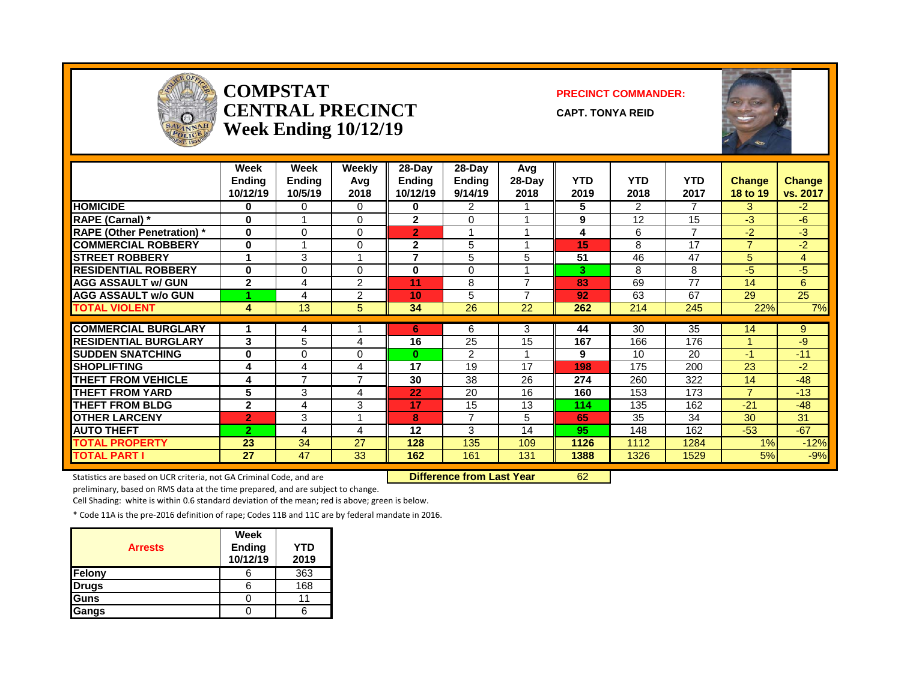# COMPSTAT CENTRAL PRECINCT Week Ending 10/12/19

**PRECINCT COMMANDER:**

**CAPT. TONYA REID**

| | Week Ending 10/12/19 | Week Ending 10/5/19 | Weekly Avg 2018 | 28-Day Ending 10/12/19 | 28-Day Ending 9/14/19 | Avg 28-Day 2018 | YTD 2019 | YTD 2018 | YTD 2017 | Change 18 to 19 | Change vs. 2017 |
|---|---|---|---|---|---|---|---|---|---|---|---|
| HOMICIDE | 0 | 0 | 0 | 0 | 2 | 1 | 5 | 2 | 7 | 3 | -2 |
| RAPE (Carnal) * | 0 | 1 | 0 | 2 | 0 | 1 | 9 | 12 | 15 | -3 | -6 |
| RAPE (Other Penetration) * | 0 | 0 | 0 | 2 | 1 | 1 | 4 | 6 | 7 | -2 | -3 |
| COMMERCIAL ROBBERY | 0 | 1 | 0 | 2 | 5 | 1 | 15 | 8 | 17 | 7 | -2 |
| STREET ROBBERY | 1 | 3 | 1 | 7 | 5 | 5 | 51 | 46 | 47 | 5 | 4 |
| RESIDENTIAL ROBBERY | 0 | 0 | 0 | 0 | 0 | 1 | 3 | 8 | 8 | -5 | -5 |
| AGG ASSAULT w/ GUN | 2 | 4 | 2 | 11 | 8 | 7 | 83 | 69 | 77 | 14 | 6 |
| AGG ASSAULT w/o GUN | 1 | 4 | 2 | 10 | 5 | 7 | 92 | 63 | 67 | 29 | 25 |
| TOTAL VIOLENT | 4 | 13 | 5 | 34 | 26 | 22 | 262 | 214 | 245 | 22% | 7% |
| COMMERCIAL BURGLARY | 1 | 4 | 1 | 6 | 6 | 3 | 44 | 30 | 35 | 14 | 9 |
| RESIDENTIAL BURGLARY | 3 | 5 | 4 | 16 | 25 | 15 | 167 | 166 | 176 | 1 | -9 |
| SUDDEN SNATCHING | 0 | 0 | 0 | 0 | 2 | 1 | 9 | 10 | 20 | -1 | -11 |
| SHOPLIFTING | 4 | 4 | 4 | 17 | 19 | 17 | 198 | 175 | 200 | 23 | -2 |
| THEFT FROM VEHICLE | 4 | 7 | 7 | 30 | 38 | 26 | 274 | 260 | 322 | 14 | -48 |
| THEFT FROM YARD | 5 | 3 | 4 | 22 | 20 | 16 | 160 | 153 | 173 | 7 | -13 |
| THEFT FROM BLDG | 2 | 4 | 3 | 17 | 15 | 13 | 114 | 135 | 162 | -21 | -48 |
| OTHER LARCENY | 2 | 3 | 1 | 8 | 7 | 5 | 65 | 35 | 34 | 30 | 31 |
| AUTO THEFT | 2 | 4 | 4 | 12 | 3 | 14 | 95 | 148 | 162 | -53 | -67 |
| TOTAL PROPERTY | 23 | 34 | 27 | 128 | 135 | 109 | 1126 | 1112 | 1284 | 1% | -12% |
| TOTAL PART I | 27 | 47 | 33 | 162 | 161 | 131 | 1388 | 1326 | 1529 | 5% | -9% |

**Difference from Last Year** 62

Statistics are based on UCR criteria, not GA Criminal Code, and are preliminary, based on RMS data at the time prepared, and are subject to change.

Cell Shading: white is within 0.6 standard deviation of the mean; red is above; green is below.

* Code 11A is the pre-2016 definition of rape; Codes 11B and 11C are by federal mandate in 2016.

| Arrests | Week Ending 10/12/19 | YTD 2019 |
|---|---|---|
| Felony | 6 | 363 |
| Drugs | 6 | 168 |
| Guns | 0 | 11 |
| Gangs | 0 | 6 |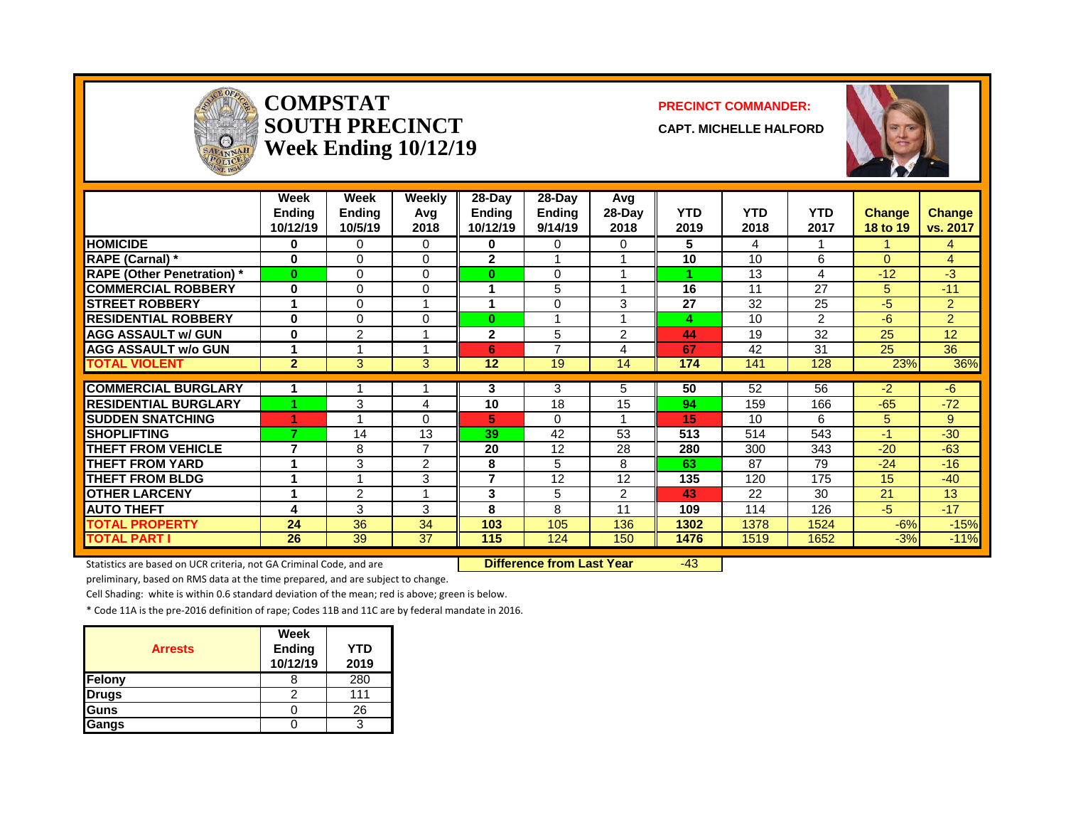# COMPSTAT SOUTH PRECINCT Week Ending 10/12/19

**PRECINCT COMMANDER:**

**CAPT. MICHELLE HALFORD**

| | Week Ending 10/12/19 | Week Ending 10/5/19 | Weekly Avg 2018 | 28-Day Ending 10/12/19 | 28-Day Ending 9/14/19 | Avg 28-Day 2018 | YTD 2019 | YTD 2018 | YTD 2017 | Change 18 to 19 | Change vs. 2017 |
|---|---|---|---|---|---|---|---|---|---|---|---|
| HOMICIDE | 0 | 0 | 0 | 0 | 0 | 0 | 5 | 4 | 1 | 1 | 4 |
| RAPE (Carnal) * | 0 | 0 | 0 | 2 | 1 | 1 | 10 | 10 | 6 | 0 | 4 |
| RAPE (Other Penetration) * | 0 | 0 | 0 | 0 | 0 | 1 | 1 | 13 | 4 | -12 | -3 |
| COMMERCIAL ROBBERY | 0 | 0 | 0 | 1 | 5 | 1 | 16 | 11 | 27 | 5 | -11 |
| STREET ROBBERY | 1 | 0 | 1 | 1 | 0 | 3 | 27 | 32 | 25 | -5 | 2 |
| RESIDENTIAL ROBBERY | 0 | 0 | 0 | 0 | 1 | 1 | 4 | 10 | 2 | -6 | 2 |
| AGG ASSAULT w/ GUN | 0 | 2 | 1 | 2 | 5 | 2 | 44 | 19 | 32 | 25 | 12 |
| AGG ASSAULT w/o GUN | 1 | 1 | 1 | 6 | 7 | 4 | 67 | 42 | 31 | 25 | 36 |
| TOTAL VIOLENT | 2 | 3 | 3 | 12 | 19 | 14 | 174 | 141 | 128 | 23% | 36% |
| COMMERCIAL BURGLARY | 1 | 1 | 1 | 3 | 3 | 5 | 50 | 52 | 56 | -2 | -6 |
| RESIDENTIAL BURGLARY | 1 | 3 | 4 | 10 | 18 | 15 | 94 | 159 | 166 | -65 | -72 |
| SUDDEN SNATCHING | 1 | 1 | 0 | 5 | 0 | 1 | 15 | 10 | 6 | 5 | 9 |
| SHOPLIFTING | 7 | 14 | 13 | 39 | 42 | 53 | 513 | 514 | 543 | -1 | -30 |
| THEFT FROM VEHICLE | 7 | 8 | 7 | 20 | 12 | 28 | 280 | 300 | 343 | -20 | -63 |
| THEFT FROM YARD | 1 | 3 | 2 | 8 | 5 | 8 | 63 | 87 | 79 | -24 | -16 |
| THEFT FROM BLDG | 1 | 1 | 3 | 7 | 12 | 12 | 135 | 120 | 175 | 15 | -40 |
| OTHER LARCENY | 1 | 2 | 1 | 3 | 5 | 2 | 43 | 22 | 30 | 21 | 13 |
| AUTO THEFT | 4 | 3 | 3 | 8 | 8 | 11 | 109 | 114 | 126 | -5 | -17 |
| TOTAL PROPERTY | 24 | 36 | 34 | 103 | 105 | 136 | 1302 | 1378 | 1524 | -6% | -15% |
| TOTAL PART I | 26 | 39 | 37 | 115 | 124 | 150 | 1476 | 1519 | 1652 | -3% | -11% |

**Difference from Last Year** -43

Statistics are based on UCR criteria, not GA Criminal Code, and are preliminary, based on RMS data at the time prepared, and are subject to change.

Cell Shading: white is within 0.6 standard deviation of the mean; red is above; green is below.

* Code 11A is the pre-2016 definition of rape; Codes 11B and 11C are by federal mandate in 2016.

| Arrests | Week Ending 10/12/19 | YTD 2019 |
|---|---|---|
| Felony | 8 | 280 |
| Drugs | 2 | 111 |
| Guns | 0 | 26 |
| Gangs | 0 | 3 |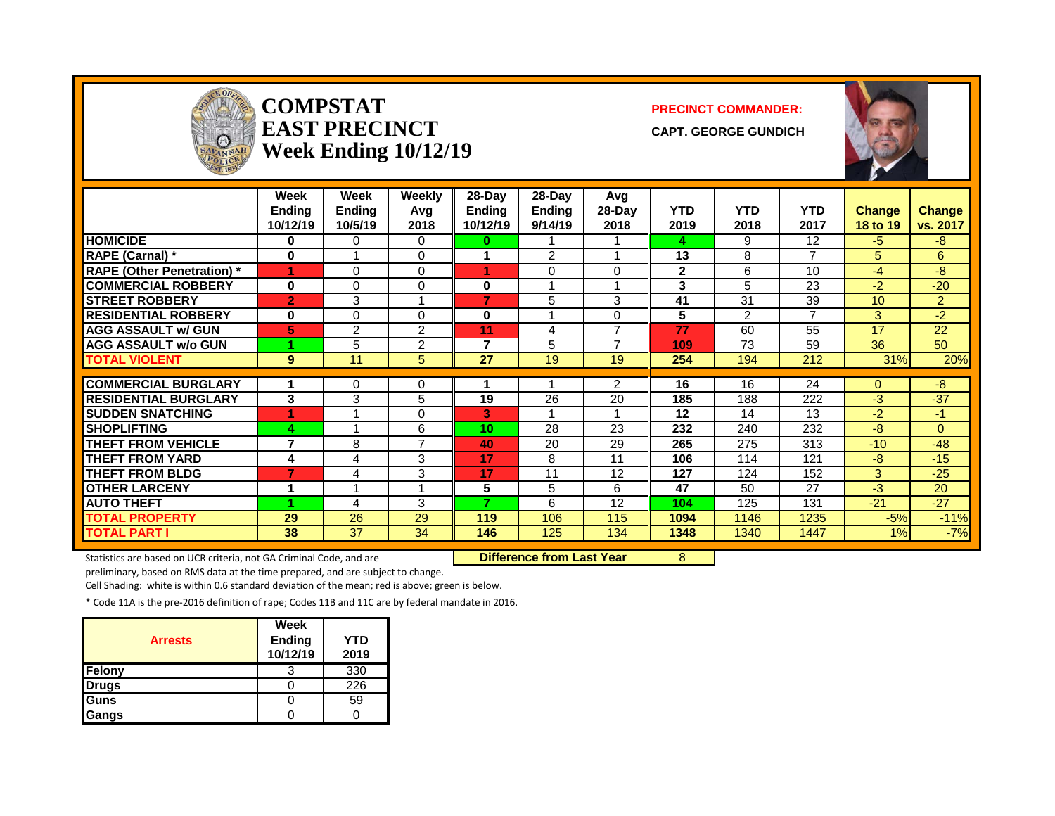# COMPSTAT EAST PRECINCT Week Ending 10/12/19

**PRECINCT COMMANDER:**

**CAPT. GEORGE GUNDICH**

| | Week Ending 10/12/19 | Week Ending 10/5/19 | Weekly Avg 2018 | 28-Day Ending 10/12/19 | 28-Day Ending 9/14/19 | Avg 28-Day 2018 | YTD 2019 | YTD 2018 | YTD 2017 | Change 18 to 19 | Change vs. 2017 |
|---|---|---|---|---|---|---|---|---|---|---|---|
| HOMICIDE | 0 | 0 | 0 | 0 | 1 | 1 | 4 | 9 | 12 | -5 | -8 |
| RAPE (Carnal) * | 0 | 1 | 0 | 1 | 2 | 1 | 13 | 8 | 7 | 5 | 6 |
| RAPE (Other Penetration) * | 1 | 0 | 0 | 1 | 0 | 0 | 2 | 6 | 10 | -4 | -8 |
| COMMERCIAL ROBBERY | 0 | 0 | 0 | 0 | 1 | 1 | 3 | 5 | 23 | -2 | -20 |
| STREET ROBBERY | 2 | 3 | 1 | 7 | 5 | 3 | 41 | 31 | 39 | 10 | 2 |
| RESIDENTIAL ROBBERY | 0 | 0 | 0 | 0 | 1 | 0 | 5 | 2 | 7 | 3 | -2 |
| AGG ASSAULT w/ GUN | 5 | 2 | 2 | 11 | 4 | 7 | 77 | 60 | 55 | 17 | 22 |
| AGG ASSAULT w/o GUN | 1 | 5 | 2 | 7 | 5 | 7 | 109 | 73 | 59 | 36 | 50 |
| TOTAL VIOLENT | 9 | 11 | 5 | 27 | 19 | 19 | 254 | 194 | 212 | 31% | 20% |
| COMMERCIAL BURGLARY | 1 | 0 | 0 | 1 | 1 | 2 | 16 | 16 | 24 | 0 | -8 |
| RESIDENTIAL BURGLARY | 3 | 3 | 5 | 19 | 26 | 20 | 185 | 188 | 222 | -3 | -37 |
| SUDDEN SNATCHING | 1 | 1 | 0 | 3 | 1 | 1 | 12 | 14 | 13 | -2 | -1 |
| SHOPLIFTING | 4 | 1 | 6 | 10 | 28 | 23 | 232 | 240 | 232 | -8 | 0 |
| THEFT FROM VEHICLE | 7 | 8 | 7 | 40 | 20 | 29 | 265 | 275 | 313 | -10 | -48 |
| THEFT FROM YARD | 4 | 4 | 3 | 17 | 8 | 11 | 106 | 114 | 121 | -8 | -15 |
| THEFT FROM BLDG | 7 | 4 | 3 | 17 | 11 | 12 | 127 | 124 | 152 | 3 | -25 |
| OTHER LARCENY | 1 | 1 | 1 | 5 | 5 | 6 | 47 | 50 | 27 | -3 | 20 |
| AUTO THEFT | 1 | 4 | 3 | 7 | 6 | 12 | 104 | 125 | 131 | -21 | -27 |
| TOTAL PROPERTY | 29 | 26 | 29 | 119 | 106 | 115 | 1094 | 1146 | 1235 | -5% | -11% |
| TOTAL PART I | 38 | 37 | 34 | 146 | 125 | 134 | 1348 | 1340 | 1447 | 1% | -7% |

**Difference from Last Year** 8

Statistics are based on UCR criteria, not GA Criminal Code, and are preliminary, based on RMS data at the time prepared, and are subject to change.

Cell Shading: white is within 0.6 standard deviation of the mean; red is above; green is below.

* Code 11A is the pre-2016 definition of rape; Codes 11B and 11C are by federal mandate in 2016.

| Arrests | Week Ending 10/12/19 | YTD 2019 |
|---|---|---|
| Felony | 3 | 330 |
| Drugs | 0 | 226 |
| Guns | 0 | 59 |
| Gangs | 0 | 0 |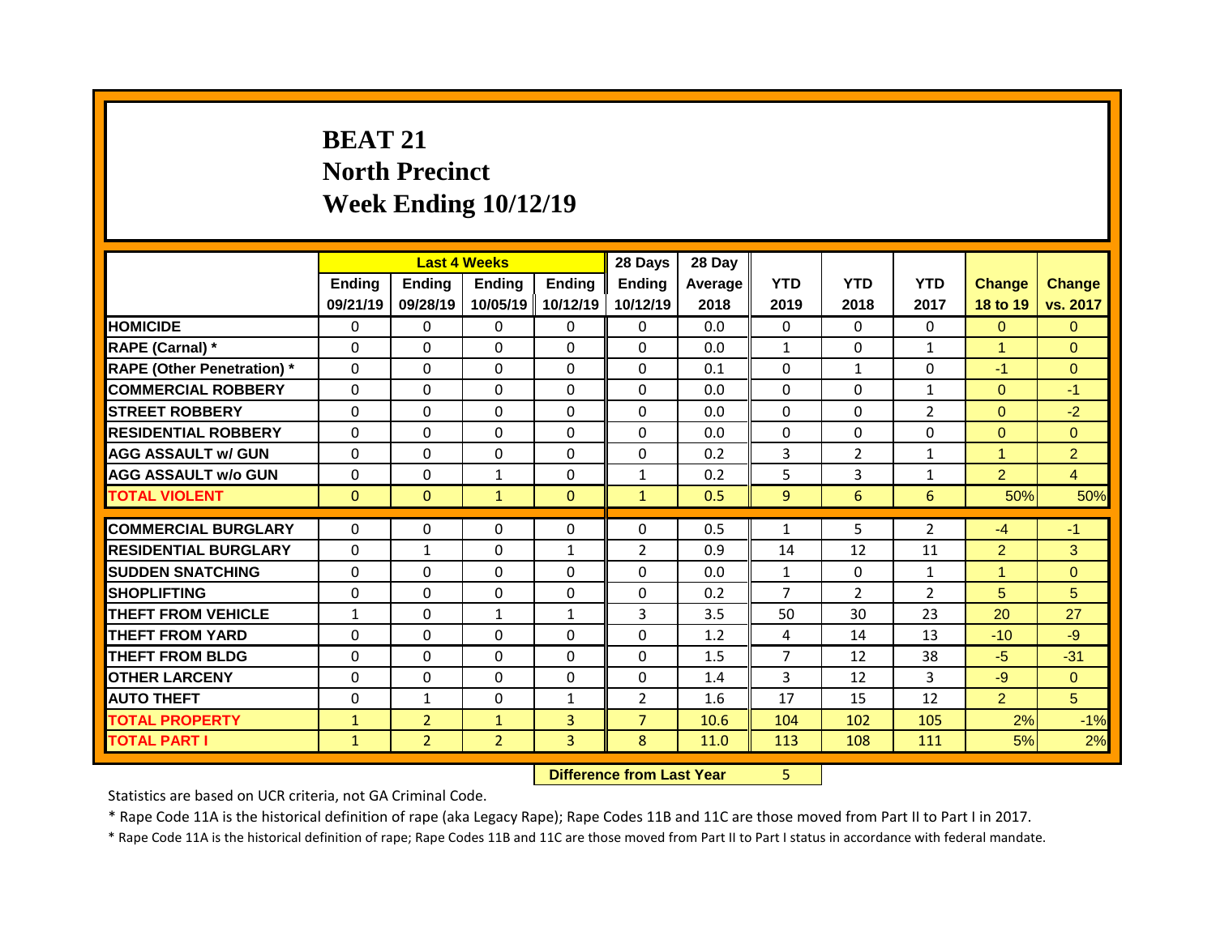# BEAT 21
## North Precinct
## Week Ending 10/12/19

| | Last 4 Weeks | | | | 28 Days | 28 Day | | | | | |
|---|---|---|---|---|---|---|---|---|---|---|---|
| | Ending 09/21/19 | Ending 09/28/19 | Ending 10/05/19 | Ending 10/12/19 | Ending 10/12/19 | Average 2018 | YTD 2019 | YTD 2018 | YTD 2017 | Change 18 to 19 | Change vs. 2017 |
| HOMICIDE | 0 | 0 | 0 | 0 | 0 | 0.0 | 0 | 0 | 0 | 0 | 0 |
| RAPE (Carnal) * | 0 | 0 | 0 | 0 | 0 | 0.0 | 1 | 0 | 1 | 1 | 0 |
| RAPE (Other Penetration) * | 0 | 0 | 0 | 0 | 0 | 0.1 | 0 | 1 | 0 | -1 | 0 |
| COMMERCIAL ROBBERY | 0 | 0 | 0 | 0 | 0 | 0.0 | 0 | 0 | 1 | 0 | -1 |
| STREET ROBBERY | 0 | 0 | 0 | 0 | 0 | 0.0 | 0 | 0 | 2 | 0 | -2 |
| RESIDENTIAL ROBBERY | 0 | 0 | 0 | 0 | 0 | 0.0 | 0 | 0 | 0 | 0 | 0 |
| AGG ASSAULT w/ GUN | 0 | 0 | 0 | 0 | 0 | 0.2 | 3 | 2 | 1 | 1 | 2 |
| AGG ASSAULT w/o GUN | 0 | 0 | 1 | 0 | 1 | 0.2 | 5 | 3 | 1 | 2 | 4 |
| TOTAL VIOLENT | 0 | 0 | 1 | 0 | 1 | 0.5 | 9 | 6 | 6 | 50% | 50% |
| COMMERCIAL BURGLARY | 0 | 0 | 0 | 0 | 0 | 0.5 | 1 | 5 | 2 | -4 | -1 |
| RESIDENTIAL BURGLARY | 0 | 1 | 0 | 1 | 2 | 0.9 | 14 | 12 | 11 | 2 | 3 |
| SUDDEN SNATCHING | 0 | 0 | 0 | 0 | 0 | 0.0 | 1 | 0 | 1 | 1 | 0 |
| SHOPLIFTING | 0 | 0 | 0 | 0 | 0 | 0.2 | 7 | 2 | 2 | 5 | 5 |
| THEFT FROM VEHICLE | 1 | 0 | 1 | 1 | 3 | 3.5 | 50 | 30 | 23 | 20 | 27 |
| THEFT FROM YARD | 0 | 0 | 0 | 0 | 0 | 1.2 | 4 | 14 | 13 | -10 | -9 |
| THEFT FROM BLDG | 0 | 0 | 0 | 0 | 0 | 1.5 | 7 | 12 | 38 | -5 | -31 |
| OTHER LARCENY | 0 | 0 | 0 | 0 | 0 | 1.4 | 3 | 12 | 3 | -9 | 0 |
| AUTO THEFT | 0 | 1 | 0 | 1 | 2 | 1.6 | 17 | 15 | 12 | 2 | 5 |
| TOTAL PROPERTY | 1 | 2 | 1 | 3 | 7 | 10.6 | 104 | 102 | 105 | 2% | -1% |
| TOTAL PART I | 1 | 2 | 2 | 3 | 8 | 11.0 | 113 | 108 | 111 | 5% | 2% |

**Difference from Last Year** 5

Statistics are based on UCR criteria, not GA Criminal Code.

* Rape Code 11A is the historical definition of rape (aka Legacy Rape); Rape Codes 11B and 11C are those moved from Part II to Part I in 2017.

* Rape Code 11A is the historical definition of rape; Rape Codes 11B and 11C are those moved from Part II to Part I status in accordance with federal mandate.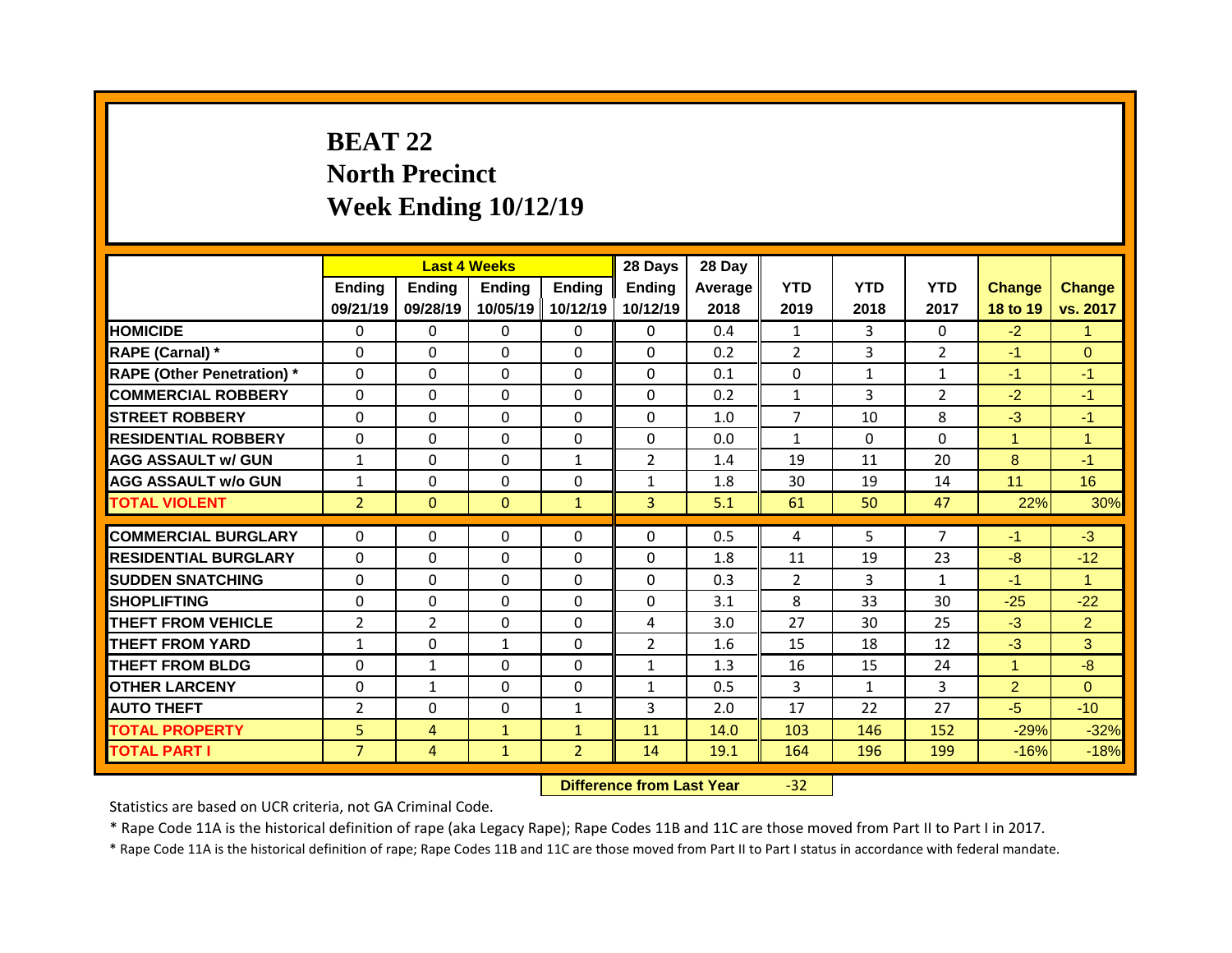# BEAT 22
## North Precinct
## Week Ending 10/12/19

| | Last 4 Weeks | | | | 28 Days | 28 Day | | | | | |
|---|---|---|---|---|---|---|---|---|---|---|---|
| | Ending 09/21/19 | Ending 09/28/19 | Ending 10/05/19 | Ending 10/12/19 | Ending 10/12/19 | Average 2018 | YTD 2019 | YTD 2018 | YTD 2017 | Change 18 to 19 | Change vs. 2017 |
| HOMICIDE | 0 | 0 | 0 | 0 | 0 | 0.4 | 1 | 3 | 0 | -2 | 1 |
| RAPE (Carnal) * | 0 | 0 | 0 | 0 | 0 | 0.2 | 2 | 3 | 2 | -1 | 0 |
| RAPE (Other Penetration) * | 0 | 0 | 0 | 0 | 0 | 0.1 | 0 | 1 | 1 | -1 | -1 |
| COMMERCIAL ROBBERY | 0 | 0 | 0 | 0 | 0 | 0.2 | 1 | 3 | 2 | -2 | -1 |
| STREET ROBBERY | 0 | 0 | 0 | 0 | 0 | 1.0 | 7 | 10 | 8 | -3 | -1 |
| RESIDENTIAL ROBBERY | 0 | 0 | 0 | 0 | 0 | 0.0 | 1 | 0 | 0 | 1 | 1 |
| AGG ASSAULT w/ GUN | 1 | 0 | 0 | 1 | 2 | 1.4 | 19 | 11 | 20 | 8 | -1 |
| AGG ASSAULT w/o GUN | 1 | 0 | 0 | 0 | 1 | 1.8 | 30 | 19 | 14 | 11 | 16 |
| TOTAL VIOLENT | 2 | 0 | 0 | 1 | 3 | 5.1 | 61 | 50 | 47 | 22% | 30% |
| COMMERCIAL BURGLARY | 0 | 0 | 0 | 0 | 0 | 0.5 | 4 | 5 | 7 | -1 | -3 |
| RESIDENTIAL BURGLARY | 0 | 0 | 0 | 0 | 0 | 1.8 | 11 | 19 | 23 | -8 | -12 |
| SUDDEN SNATCHING | 0 | 0 | 0 | 0 | 0 | 0.3 | 2 | 3 | 1 | -1 | 1 |
| SHOPLIFTING | 0 | 0 | 0 | 0 | 0 | 3.1 | 8 | 33 | 30 | -25 | -22 |
| THEFT FROM VEHICLE | 2 | 2 | 0 | 0 | 4 | 3.0 | 27 | 30 | 25 | -3 | 2 |
| THEFT FROM YARD | 1 | 0 | 1 | 0 | 2 | 1.6 | 15 | 18 | 12 | -3 | 3 |
| THEFT FROM BLDG | 0 | 1 | 0 | 0 | 1 | 1.3 | 16 | 15 | 24 | 1 | -8 |
| OTHER LARCENY | 0 | 1 | 0 | 0 | 1 | 0.5 | 3 | 1 | 3 | 2 | 0 |
| AUTO THEFT | 2 | 0 | 0 | 1 | 3 | 2.0 | 17 | 22 | 27 | -5 | -10 |
| TOTAL PROPERTY | 5 | 4 | 1 | 1 | 11 | 14.0 | 103 | 146 | 152 | -29% | -32% |
| TOTAL PART I | 7 | 4 | 1 | 2 | 14 | 19.1 | 164 | 196 | 199 | -16% | -18% |

**Difference from Last Year** -32

Statistics are based on UCR criteria, not GA Criminal Code.

* Rape Code 11A is the historical definition of rape (aka Legacy Rape); Rape Codes 11B and 11C are those moved from Part II to Part I in 2017.

* Rape Code 11A is the historical definition of rape; Rape Codes 11B and 11C are those moved from Part II to Part I status in accordance with federal mandate.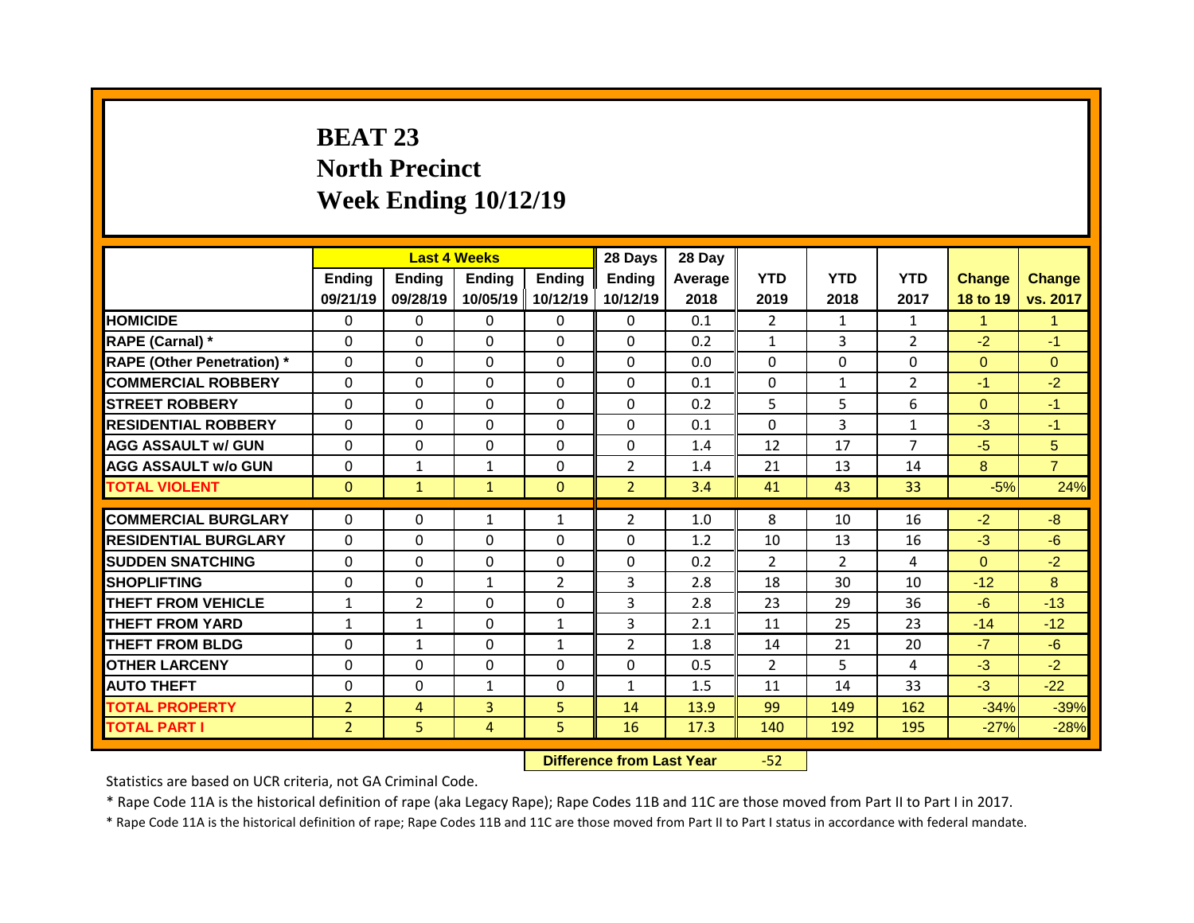# BEAT 23
## North Precinct
## Week Ending 10/12/19

| | Last 4 Weeks | | | | 28 Days | 28 Day | YTD | YTD | YTD | Change | Change |
|---|---|---|---|---|---|---|---|---|---|---|---|
| | Ending 09/21/19 | Ending 09/28/19 | Ending 10/05/19 | Ending 10/12/19 | Ending 10/12/19 | Average 2018 | 2019 | 2018 | 2017 | 18 to 19 | vs. 2017 |
| **HOMICIDE** | 0 | 0 | 0 | 0 | 0 | 0.1 | 2 | 1 | 1 | 1 | 1 |
| **RAPE (Carnal) *** | 0 | 0 | 0 | 0 | 0 | 0.2 | 1 | 3 | 2 | -2 | -1 |
| **RAPE (Other Penetration) *** | 0 | 0 | 0 | 0 | 0 | 0.0 | 0 | 0 | 0 | 0 | 0 |
| **COMMERCIAL ROBBERY** | 0 | 0 | 0 | 0 | 0 | 0.1 | 0 | 1 | 2 | -1 | -2 |
| **STREET ROBBERY** | 0 | 0 | 0 | 0 | 0 | 0.2 | 5 | 5 | 6 | 0 | -1 |
| **RESIDENTIAL ROBBERY** | 0 | 0 | 0 | 0 | 0 | 0.1 | 0 | 3 | 1 | -3 | -1 |
| **AGG ASSAULT w/ GUN** | 0 | 0 | 0 | 0 | 0 | 1.4 | 12 | 17 | 7 | -5 | 5 |
| **AGG ASSAULT w/o GUN** | 0 | 1 | 1 | 0 | 2 | 1.4 | 21 | 13 | 14 | 8 | 7 |
| **TOTAL VIOLENT** | 0 | 1 | 1 | 0 | 2 | 3.4 | 41 | 43 | 33 | -5% | 24% |
| **COMMERCIAL BURGLARY** | 0 | 0 | 1 | 1 | 2 | 1.0 | 8 | 10 | 16 | -2 | -8 |
| **RESIDENTIAL BURGLARY** | 0 | 0 | 0 | 0 | 0 | 1.2 | 10 | 13 | 16 | -3 | -6 |
| **SUDDEN SNATCHING** | 0 | 0 | 0 | 0 | 0 | 0.2 | 2 | 2 | 4 | 0 | -2 |
| **SHOPLIFTING** | 0 | 0 | 1 | 2 | 3 | 2.8 | 18 | 30 | 10 | -12 | 8 |
| **THEFT FROM VEHICLE** | 1 | 2 | 0 | 0 | 3 | 2.8 | 23 | 29 | 36 | -6 | -13 |
| **THEFT FROM YARD** | 1 | 1 | 0 | 1 | 3 | 2.1 | 11 | 25 | 23 | -14 | -12 |
| **THEFT FROM BLDG** | 0 | 1 | 0 | 1 | 2 | 1.8 | 14 | 21 | 20 | -7 | -6 |
| **OTHER LARCENY** | 0 | 0 | 0 | 0 | 0 | 0.5 | 2 | 5 | 4 | -3 | -2 |
| **AUTO THEFT** | 0 | 0 | 1 | 0 | 1 | 1.5 | 11 | 14 | 33 | -3 | -22 |
| **TOTAL PROPERTY** | 2 | 4 | 3 | 5 | 14 | 13.9 | 99 | 149 | 162 | -34% | -39% |
| **TOTAL PART I** | 2 | 5 | 4 | 5 | 16 | 17.3 | 140 | 192 | 195 | -27% | -28% |

**Difference from Last Year** -52

Statistics are based on UCR criteria, not GA Criminal Code.

* Rape Code 11A is the historical definition of rape (aka Legacy Rape); Rape Codes 11B and 11C are those moved from Part II to Part I in 2017.

* Rape Code 11A is the historical definition of rape; Rape Codes 11B and 11C are those moved from Part II to Part I status in accordance with federal mandate.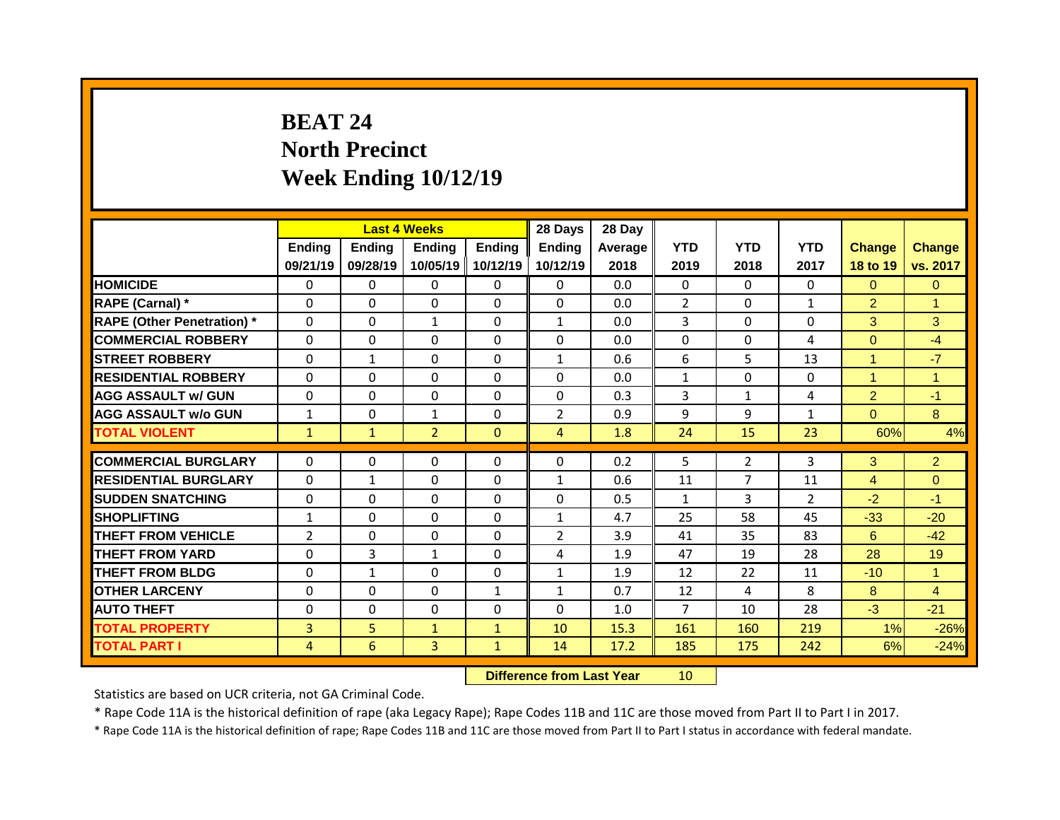# BEAT 24
# North Precinct
# Week Ending 10/12/19

| | Last 4 Weeks | | | | 28 Days | 28 Day | YTD | YTD | YTD | Change | Change |
|---|---|---|---|---|---|---|---|---|---|---|---|
| | Ending 09/21/19 | Ending 09/28/19 | Ending 10/05/19 | Ending 10/12/19 | Ending 10/12/19 | Average 2018 | 2019 | 2018 | 2017 | 18 to 19 | vs. 2017 |
| HOMICIDE | 0 | 0 | 0 | 0 | 0 | 0.0 | 0 | 0 | 0 | 0 | 0 |
| RAPE (Carnal) * | 0 | 0 | 0 | 0 | 0 | 0.0 | 2 | 0 | 1 | 2 | 1 |
| RAPE (Other Penetration) * | 0 | 0 | 1 | 0 | 1 | 0.0 | 3 | 0 | 0 | 3 | 3 |
| COMMERCIAL ROBBERY | 0 | 0 | 0 | 0 | 0 | 0.0 | 0 | 0 | 4 | 0 | -4 |
| STREET ROBBERY | 0 | 1 | 0 | 0 | 1 | 0.6 | 6 | 5 | 13 | 1 | -7 |
| RESIDENTIAL ROBBERY | 0 | 0 | 0 | 0 | 0 | 0.0 | 1 | 0 | 0 | 1 | 1 |
| AGG ASSAULT w/ GUN | 0 | 0 | 0 | 0 | 0 | 0.3 | 3 | 1 | 4 | 2 | -1 |
| AGG ASSAULT w/o GUN | 1 | 0 | 1 | 0 | 2 | 0.9 | 9 | 9 | 1 | 0 | 8 |
| TOTAL VIOLENT | 1 | 1 | 2 | 0 | 4 | 1.8 | 24 | 15 | 23 | 60% | 4% |
| COMMERCIAL BURGLARY | 0 | 0 | 0 | 0 | 0 | 0.2 | 5 | 2 | 3 | 3 | 2 |
| RESIDENTIAL BURGLARY | 0 | 1 | 0 | 0 | 1 | 0.6 | 11 | 7 | 11 | 4 | 0 |
| SUDDEN SNATCHING | 0 | 0 | 0 | 0 | 0 | 0.5 | 1 | 3 | 2 | -2 | -1 |
| SHOPLIFTING | 1 | 0 | 0 | 0 | 1 | 4.7 | 25 | 58 | 45 | -33 | -20 |
| THEFT FROM VEHICLE | 2 | 0 | 0 | 0 | 2 | 3.9 | 41 | 35 | 83 | 6 | -42 |
| THEFT FROM YARD | 0 | 3 | 1 | 0 | 4 | 1.9 | 47 | 19 | 28 | 28 | 19 |
| THEFT FROM BLDG | 0 | 1 | 0 | 0 | 1 | 1.9 | 12 | 22 | 11 | -10 | 1 |
| OTHER LARCENY | 0 | 0 | 0 | 1 | 1 | 0.7 | 12 | 4 | 8 | 8 | 4 |
| AUTO THEFT | 0 | 0 | 0 | 0 | 0 | 1.0 | 7 | 10 | 28 | -3 | -21 |
| TOTAL PROPERTY | 3 | 5 | 1 | 1 | 10 | 15.3 | 161 | 160 | 219 | 1% | -26% |
| TOTAL PART I | 4 | 6 | 3 | 1 | 14 | 17.2 | 185 | 175 | 242 | 6% | -24% |

**Difference from Last Year** 10

Statistics are based on UCR criteria, not GA Criminal Code.

* Rape Code 11A is the historical definition of rape (aka Legacy Rape); Rape Codes 11B and 11C are those moved from Part II to Part I in 2017.

* Rape Code 11A is the historical definition of rape; Rape Codes 11B and 11C are those moved from Part II to Part I status in accordance with federal mandate.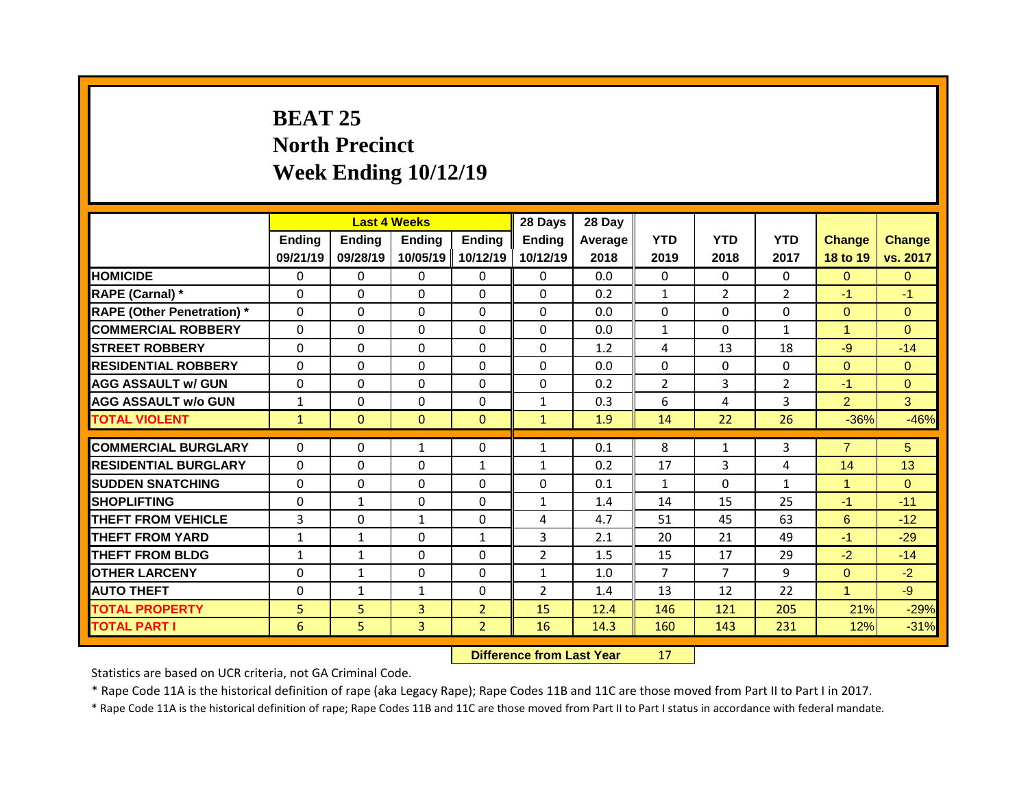# BEAT 25
# North Precinct
# Week Ending 10/12/19

| | Last 4 Weeks | | | | 28 Days | 28 Day | | | | | |
|---|---|---|---|---|---|---|---|---|---|---|---|
| | Ending 09/21/19 | Ending 09/28/19 | Ending 10/05/19 | Ending 10/12/19 | Ending 10/12/19 | Average 2018 | YTD 2019 | YTD 2018 | YTD 2017 | Change 18 to 19 | Change vs. 2017 |
| HOMICIDE | 0 | 0 | 0 | 0 | 0 | 0.0 | 0 | 0 | 0 | 0 | 0 |
| RAPE (Carnal) * | 0 | 0 | 0 | 0 | 0 | 0.2 | 1 | 2 | 2 | -1 | -1 |
| RAPE (Other Penetration) * | 0 | 0 | 0 | 0 | 0 | 0.0 | 0 | 0 | 0 | 0 | 0 |
| COMMERCIAL ROBBERY | 0 | 0 | 0 | 0 | 0 | 0.0 | 1 | 0 | 1 | 1 | 0 |
| STREET ROBBERY | 0 | 0 | 0 | 0 | 0 | 1.2 | 4 | 13 | 18 | -9 | -14 |
| RESIDENTIAL ROBBERY | 0 | 0 | 0 | 0 | 0 | 0.0 | 0 | 0 | 0 | 0 | 0 |
| AGG ASSAULT w/ GUN | 0 | 0 | 0 | 0 | 0 | 0.2 | 2 | 3 | 2 | -1 | 0 |
| AGG ASSAULT w/o GUN | 1 | 0 | 0 | 0 | 1 | 0.3 | 6 | 4 | 3 | 2 | 3 |
| TOTAL VIOLENT | 1 | 0 | 0 | 0 | 1 | 1.9 | 14 | 22 | 26 | -36% | -46% |
| COMMERCIAL BURGLARY | 0 | 0 | 1 | 0 | 1 | 0.1 | 8 | 1 | 3 | 7 | 5 |
| RESIDENTIAL BURGLARY | 0 | 0 | 0 | 1 | 1 | 0.2 | 17 | 3 | 4 | 14 | 13 |
| SUDDEN SNATCHING | 0 | 0 | 0 | 0 | 0 | 0.1 | 1 | 0 | 1 | 1 | 0 |
| SHOPLIFTING | 0 | 1 | 0 | 0 | 1 | 1.4 | 14 | 15 | 25 | -1 | -11 |
| THEFT FROM VEHICLE | 3 | 0 | 1 | 0 | 4 | 4.7 | 51 | 45 | 63 | 6 | -12 |
| THEFT FROM YARD | 1 | 1 | 0 | 1 | 3 | 2.1 | 20 | 21 | 49 | -1 | -29 |
| THEFT FROM BLDG | 1 | 1 | 0 | 0 | 2 | 1.5 | 15 | 17 | 29 | -2 | -14 |
| OTHER LARCENY | 0 | 1 | 0 | 0 | 1 | 1.0 | 7 | 7 | 9 | 0 | -2 |
| AUTO THEFT | 0 | 1 | 1 | 0 | 2 | 1.4 | 13 | 12 | 22 | 1 | -9 |
| TOTAL PROPERTY | 5 | 5 | 3 | 2 | 15 | 12.4 | 146 | 121 | 205 | 21% | -29% |
| TOTAL PART I | 6 | 5 | 3 | 2 | 16 | 14.3 | 160 | 143 | 231 | 12% | -31% |

**Difference from Last Year** 17

Statistics are based on UCR criteria, not GA Criminal Code.

* Rape Code 11A is the historical definition of rape (aka Legacy Rape); Rape Codes 11B and 11C are those moved from Part II to Part I in 2017.

* Rape Code 11A is the historical definition of rape; Rape Codes 11B and 11C are those moved from Part II to Part I status in accordance with federal mandate.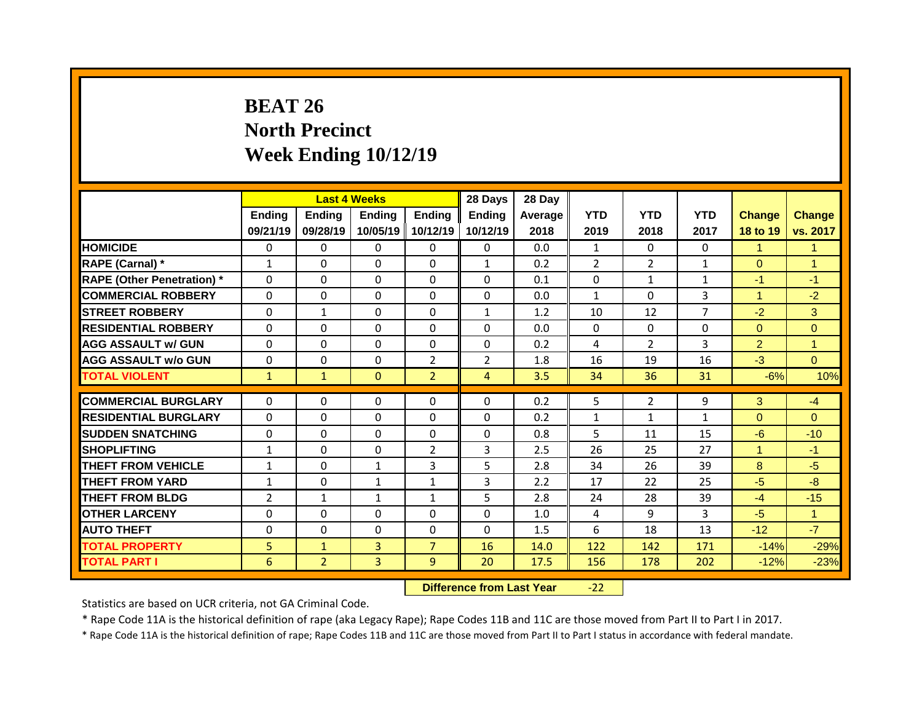# BEAT 26
# North Precinct
# Week Ending 10/12/19

| | Last 4 Weeks | | | | 28 Days | 28 Day | | | | | |
|---|---|---|---|---|---|---|---|---|---|---|---|
| | Ending 09/21/19 | Ending 09/28/19 | Ending 10/05/19 | Ending 10/12/19 | Ending 10/12/19 | Average 2018 | YTD 2019 | YTD 2018 | YTD 2017 | Change 18 to 19 | Change vs. 2017 |
| **HOMICIDE** | 0 | 0 | 0 | 0 | 0 | 0.0 | 1 | 0 | 0 | 1 | 1 |
| **RAPE (Carnal) *** | 1 | 0 | 0 | 0 | 1 | 0.2 | 2 | 2 | 1 | 0 | 1 |
| **RAPE (Other Penetration) *** | 0 | 0 | 0 | 0 | 0 | 0.1 | 0 | 1 | 1 | -1 | -1 |
| **COMMERCIAL ROBBERY** | 0 | 0 | 0 | 0 | 0 | 0.0 | 1 | 0 | 3 | 1 | -2 |
| **STREET ROBBERY** | 0 | 1 | 0 | 0 | 1 | 1.2 | 10 | 12 | 7 | -2 | 3 |
| **RESIDENTIAL ROBBERY** | 0 | 0 | 0 | 0 | 0 | 0.0 | 0 | 0 | 0 | 0 | 0 |
| **AGG ASSAULT w/ GUN** | 0 | 0 | 0 | 0 | 0 | 0.2 | 4 | 2 | 3 | 2 | 1 |
| **AGG ASSAULT w/o GUN** | 0 | 0 | 0 | 2 | 2 | 1.8 | 16 | 19 | 16 | -3 | 0 |
| **TOTAL VIOLENT** | 1 | 1 | 0 | 2 | 4 | 3.5 | 34 | 36 | 31 | -6% | 10% |
| **COMMERCIAL BURGLARY** | 0 | 0 | 0 | 0 | 0 | 0.2 | 5 | 2 | 9 | 3 | -4 |
| **RESIDENTIAL BURGLARY** | 0 | 0 | 0 | 0 | 0 | 0.2 | 1 | 1 | 1 | 0 | 0 |
| **SUDDEN SNATCHING** | 0 | 0 | 0 | 0 | 0 | 0.8 | 5 | 11 | 15 | -6 | -10 |
| **SHOPLIFTING** | 1 | 0 | 0 | 2 | 3 | 2.5 | 26 | 25 | 27 | 1 | -1 |
| **THEFT FROM VEHICLE** | 1 | 0 | 1 | 3 | 5 | 2.8 | 34 | 26 | 39 | 8 | -5 |
| **THEFT FROM YARD** | 1 | 0 | 1 | 1 | 3 | 2.2 | 17 | 22 | 25 | -5 | -8 |
| **THEFT FROM BLDG** | 2 | 1 | 1 | 1 | 5 | 2.8 | 24 | 28 | 39 | -4 | -15 |
| **OTHER LARCENY** | 0 | 0 | 0 | 0 | 0 | 1.0 | 4 | 9 | 3 | -5 | 1 |
| **AUTO THEFT** | 0 | 0 | 0 | 0 | 0 | 1.5 | 6 | 18 | 13 | -12 | -7 |
| **TOTAL PROPERTY** | 5 | 1 | 3 | 7 | 16 | 14.0 | 122 | 142 | 171 | -14% | -29% |
| **TOTAL PART I** | 6 | 2 | 3 | 9 | 20 | 17.5 | 156 | 178 | 202 | -12% | -23% |

**Difference from Last Year** -22

Statistics are based on UCR criteria, not GA Criminal Code.

* Rape Code 11A is the historical definition of rape (aka Legacy Rape); Rape Codes 11B and 11C are those moved from Part II to Part I in 2017.

* Rape Code 11A is the historical definition of rape; Rape Codes 11B and 11C are those moved from Part II to Part I status in accordance with federal mandate.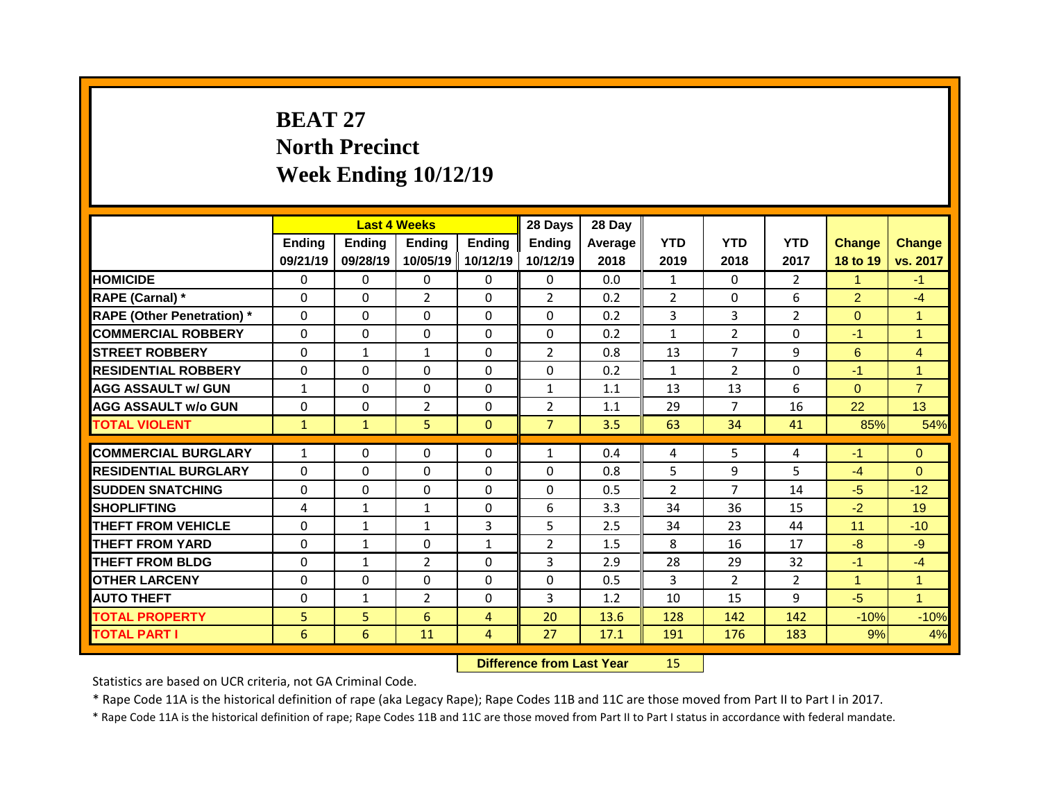# BEAT 27
# North Precinct
# Week Ending 10/12/19

| | Last 4 Weeks | | | | 28 Days | 28 Day | | | | | |
|---|---|---|---|---|---|---|---|---|---|---|---|
| | Ending 09/21/19 | Ending 09/28/19 | Ending 10/05/19 | Ending 10/12/19 | Ending 10/12/19 | Average 2018 | YTD 2019 | YTD 2018 | YTD 2017 | Change 18 to 19 | Change vs. 2017 |
| HOMICIDE | 0 | 0 | 0 | 0 | 0 | 0.0 | 1 | 0 | 2 | 1 | -1 |
| RAPE (Carnal) * | 0 | 0 | 2 | 0 | 2 | 0.2 | 2 | 0 | 6 | 2 | -4 |
| RAPE (Other Penetration) * | 0 | 0 | 0 | 0 | 0 | 0.2 | 3 | 3 | 2 | 0 | 1 |
| COMMERCIAL ROBBERY | 0 | 0 | 0 | 0 | 0 | 0.2 | 1 | 2 | 0 | -1 | 1 |
| STREET ROBBERY | 0 | 1 | 1 | 0 | 2 | 0.8 | 13 | 7 | 9 | 6 | 4 |
| RESIDENTIAL ROBBERY | 0 | 0 | 0 | 0 | 0 | 0.2 | 1 | 2 | 0 | -1 | 1 |
| AGG ASSAULT w/ GUN | 1 | 0 | 0 | 0 | 1 | 1.1 | 13 | 13 | 6 | 0 | 7 |
| AGG ASSAULT w/o GUN | 0 | 0 | 2 | 0 | 2 | 1.1 | 29 | 7 | 16 | 22 | 13 |
| TOTAL VIOLENT | 1 | 1 | 5 | 0 | 7 | 3.5 | 63 | 34 | 41 | 85% | 54% |
| COMMERCIAL BURGLARY | 1 | 0 | 0 | 0 | 1 | 0.4 | 4 | 5 | 4 | -1 | 0 |
| RESIDENTIAL BURGLARY | 0 | 0 | 0 | 0 | 0 | 0.8 | 5 | 9 | 5 | -4 | 0 |
| SUDDEN SNATCHING | 0 | 0 | 0 | 0 | 0 | 0.5 | 2 | 7 | 14 | -5 | -12 |
| SHOPLIFTING | 4 | 1 | 1 | 0 | 6 | 3.3 | 34 | 36 | 15 | -2 | 19 |
| THEFT FROM VEHICLE | 0 | 1 | 1 | 3 | 5 | 2.5 | 34 | 23 | 44 | 11 | -10 |
| THEFT FROM YARD | 0 | 1 | 0 | 1 | 2 | 1.5 | 8 | 16 | 17 | -8 | -9 |
| THEFT FROM BLDG | 0 | 1 | 2 | 0 | 3 | 2.9 | 28 | 29 | 32 | -1 | -4 |
| OTHER LARCENY | 0 | 0 | 0 | 0 | 0 | 0.5 | 3 | 2 | 2 | 1 | 1 |
| AUTO THEFT | 0 | 1 | 2 | 0 | 3 | 1.2 | 10 | 15 | 9 | -5 | 1 |
| TOTAL PROPERTY | 5 | 5 | 6 | 4 | 20 | 13.6 | 128 | 142 | 142 | -10% | -10% |
| TOTAL PART I | 6 | 6 | 11 | 4 | 27 | 17.1 | 191 | 176 | 183 | 9% | 4% |

**Difference from Last Year** 15

Statistics are based on UCR criteria, not GA Criminal Code.

* Rape Code 11A is the historical definition of rape (aka Legacy Rape); Rape Codes 11B and 11C are those moved from Part II to Part I in 2017.

* Rape Code 11A is the historical definition of rape; Rape Codes 11B and 11C are those moved from Part II to Part I status in accordance with federal mandate.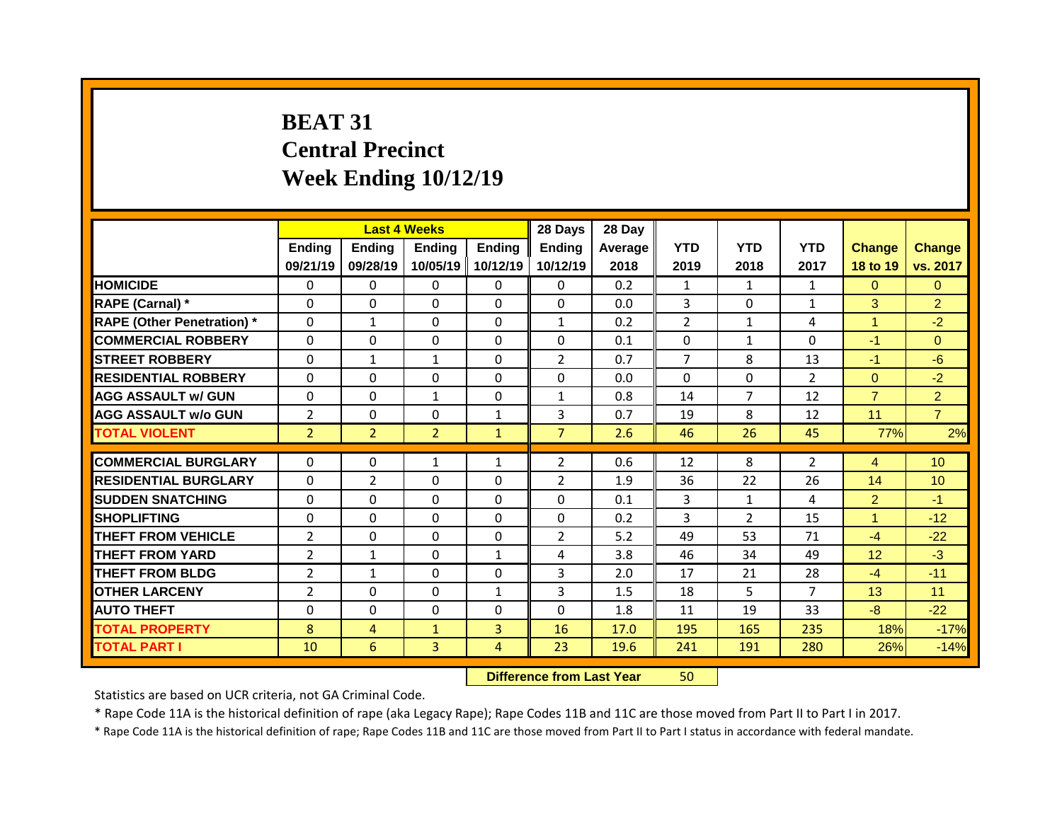# BEAT 31
## Central Precinct
## Week Ending 10/12/19

| | Last 4 Weeks | | | | 28 Days | 28 Day | | | | | |
|---|---|---|---|---|---|---|---|---|---|---|---|
| | Ending 09/21/19 | Ending 09/28/19 | Ending 10/05/19 | Ending 10/12/19 | Ending 10/12/19 | Average 2018 | YTD 2019 | YTD 2018 | YTD 2017 | Change 18 to 19 | Change vs. 2017 |
| HOMICIDE | 0 | 0 | 0 | 0 | 0 | 0.2 | 1 | 1 | 1 | 0 | 0 |
| RAPE (Carnal) * | 0 | 0 | 0 | 0 | 0 | 0.0 | 3 | 0 | 1 | 3 | 2 |
| RAPE (Other Penetration) * | 0 | 1 | 0 | 0 | 1 | 0.2 | 2 | 1 | 4 | 1 | -2 |
| COMMERCIAL ROBBERY | 0 | 0 | 0 | 0 | 0 | 0.1 | 0 | 1 | 0 | -1 | 0 |
| STREET ROBBERY | 0 | 1 | 1 | 0 | 2 | 0.7 | 7 | 8 | 13 | -1 | -6 |
| RESIDENTIAL ROBBERY | 0 | 0 | 0 | 0 | 0 | 0.0 | 0 | 0 | 2 | 0 | -2 |
| AGG ASSAULT w/ GUN | 0 | 0 | 1 | 0 | 1 | 0.8 | 14 | 7 | 12 | 7 | 2 |
| AGG ASSAULT w/o GUN | 2 | 0 | 0 | 1 | 3 | 0.7 | 19 | 8 | 12 | 11 | 7 |
| TOTAL VIOLENT | 2 | 2 | 2 | 1 | 7 | 2.6 | 46 | 26 | 45 | 77% | 2% |
| COMMERCIAL BURGLARY | 0 | 0 | 1 | 1 | 2 | 0.6 | 12 | 8 | 2 | 4 | 10 |
| RESIDENTIAL BURGLARY | 0 | 2 | 0 | 0 | 2 | 1.9 | 36 | 22 | 26 | 14 | 10 |
| SUDDEN SNATCHING | 0 | 0 | 0 | 0 | 0 | 0.1 | 3 | 1 | 4 | 2 | -1 |
| SHOPLIFTING | 0 | 0 | 0 | 0 | 0 | 0.2 | 3 | 2 | 15 | 1 | -12 |
| THEFT FROM VEHICLE | 2 | 0 | 0 | 0 | 2 | 5.2 | 49 | 53 | 71 | -4 | -22 |
| THEFT FROM YARD | 2 | 1 | 0 | 1 | 4 | 3.8 | 46 | 34 | 49 | 12 | -3 |
| THEFT FROM BLDG | 2 | 1 | 0 | 0 | 3 | 2.0 | 17 | 21 | 28 | -4 | -11 |
| OTHER LARCENY | 2 | 0 | 0 | 1 | 3 | 1.5 | 18 | 5 | 7 | 13 | 11 |
| AUTO THEFT | 0 | 0 | 0 | 0 | 0 | 1.8 | 11 | 19 | 33 | -8 | -22 |
| TOTAL PROPERTY | 8 | 4 | 1 | 3 | 16 | 17.0 | 195 | 165 | 235 | 18% | -17% |
| TOTAL PART I | 10 | 6 | 3 | 4 | 23 | 19.6 | 241 | 191 | 280 | 26% | -14% |

**Difference from Last Year** 50

Statistics are based on UCR criteria, not GA Criminal Code.

* Rape Code 11A is the historical definition of rape (aka Legacy Rape); Rape Codes 11B and 11C are those moved from Part II to Part I in 2017.

* Rape Code 11A is the historical definition of rape; Rape Codes 11B and 11C are those moved from Part II to Part I status in accordance with federal mandate.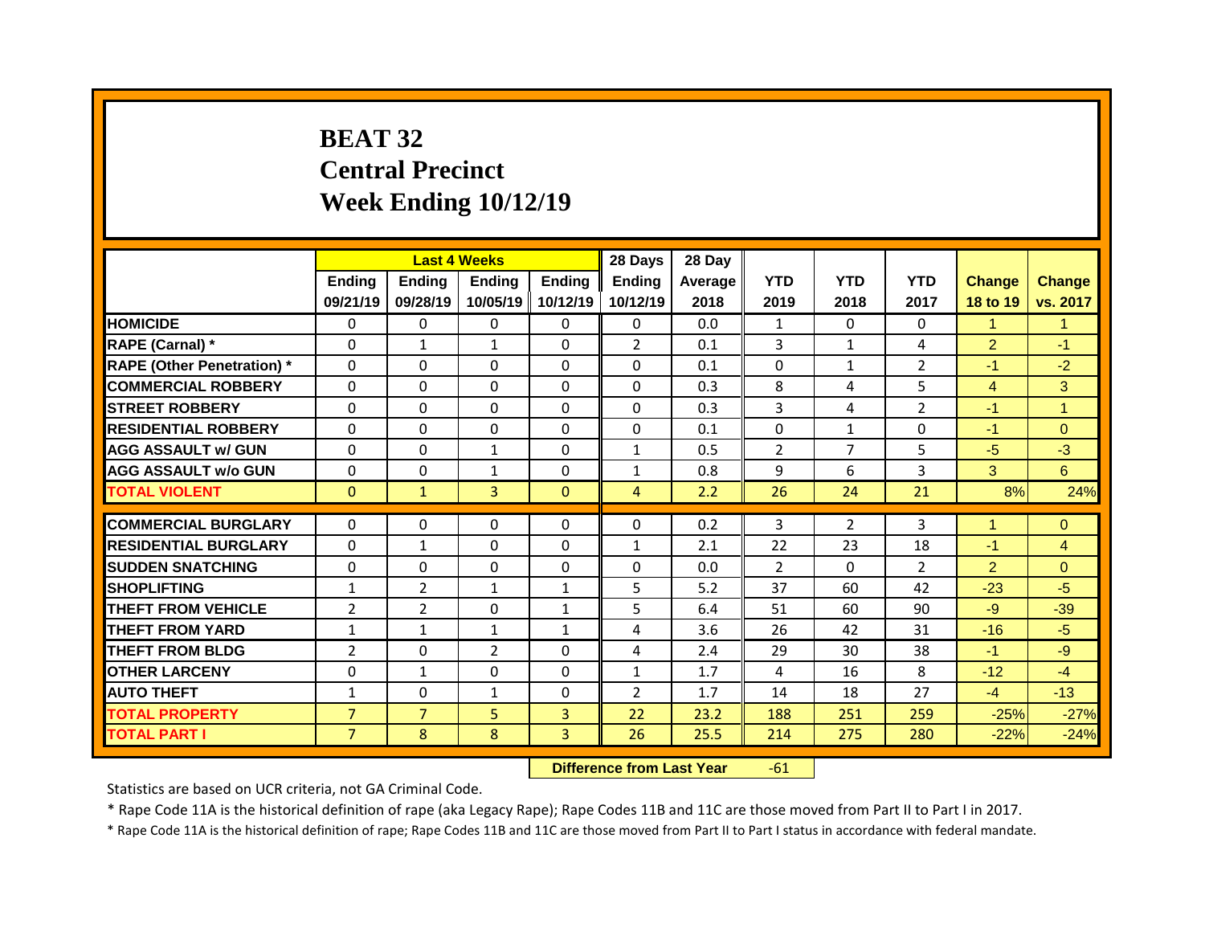# BEAT 32
# Central Precinct
# Week Ending 10/12/19

| | Last 4 Weeks | | | | 28 Days | 28 Day | | | | | |
|---|---|---|---|---|---|---|---|---|---|---|---|
| | Ending 09/21/19 | Ending 09/28/19 | Ending 10/05/19 | Ending 10/12/19 | Ending 10/12/19 | Average 2018 | YTD 2019 | YTD 2018 | YTD 2017 | Change 18 to 19 | Change vs. 2017 |
| HOMICIDE | 0 | 0 | 0 | 0 | 0 | 0.0 | 1 | 0 | 0 | 1 | 1 |
| RAPE (Carnal) * | 0 | 1 | 1 | 0 | 2 | 0.1 | 3 | 1 | 4 | 2 | -1 |
| RAPE (Other Penetration) * | 0 | 0 | 0 | 0 | 0 | 0.1 | 0 | 1 | 2 | -1 | -2 |
| COMMERCIAL ROBBERY | 0 | 0 | 0 | 0 | 0 | 0.3 | 8 | 4 | 5 | 4 | 3 |
| STREET ROBBERY | 0 | 0 | 0 | 0 | 0 | 0.3 | 3 | 4 | 2 | -1 | 1 |
| RESIDENTIAL ROBBERY | 0 | 0 | 0 | 0 | 0 | 0.1 | 0 | 1 | 0 | -1 | 0 |
| AGG ASSAULT w/ GUN | 0 | 0 | 1 | 0 | 1 | 0.5 | 2 | 7 | 5 | -5 | -3 |
| AGG ASSAULT w/o GUN | 0 | 0 | 1 | 0 | 1 | 0.8 | 9 | 6 | 3 | 3 | 6 |
| TOTAL VIOLENT | 0 | 1 | 3 | 0 | 4 | 2.2 | 26 | 24 | 21 | 8% | 24% |
| COMMERCIAL BURGLARY | 0 | 0 | 0 | 0 | 0 | 0.2 | 3 | 2 | 3 | 1 | 0 |
| RESIDENTIAL BURGLARY | 0 | 1 | 0 | 0 | 1 | 2.1 | 22 | 23 | 18 | -1 | 4 |
| SUDDEN SNATCHING | 0 | 0 | 0 | 0 | 0 | 0.0 | 2 | 0 | 2 | 2 | 0 |
| SHOPLIFTING | 1 | 2 | 1 | 1 | 5 | 5.2 | 37 | 60 | 42 | -23 | -5 |
| THEFT FROM VEHICLE | 2 | 2 | 0 | 1 | 5 | 6.4 | 51 | 60 | 90 | -9 | -39 |
| THEFT FROM YARD | 1 | 1 | 1 | 1 | 4 | 3.6 | 26 | 42 | 31 | -16 | -5 |
| THEFT FROM BLDG | 2 | 0 | 2 | 0 | 4 | 2.4 | 29 | 30 | 38 | -1 | -9 |
| OTHER LARCENY | 0 | 1 | 0 | 0 | 1 | 1.7 | 4 | 16 | 8 | -12 | -4 |
| AUTO THEFT | 1 | 0 | 1 | 0 | 2 | 1.7 | 14 | 18 | 27 | -4 | -13 |
| TOTAL PROPERTY | 7 | 7 | 5 | 3 | 22 | 23.2 | 188 | 251 | 259 | -25% | -27% |
| TOTAL PART I | 7 | 8 | 8 | 3 | 26 | 25.5 | 214 | 275 | 280 | -22% | -24% |

**Difference from Last Year** -61

Statistics are based on UCR criteria, not GA Criminal Code.

* Rape Code 11A is the historical definition of rape (aka Legacy Rape); Rape Codes 11B and 11C are those moved from Part II to Part I in 2017.

* Rape Code 11A is the historical definition of rape; Rape Codes 11B and 11C are those moved from Part II to Part I status in accordance with federal mandate.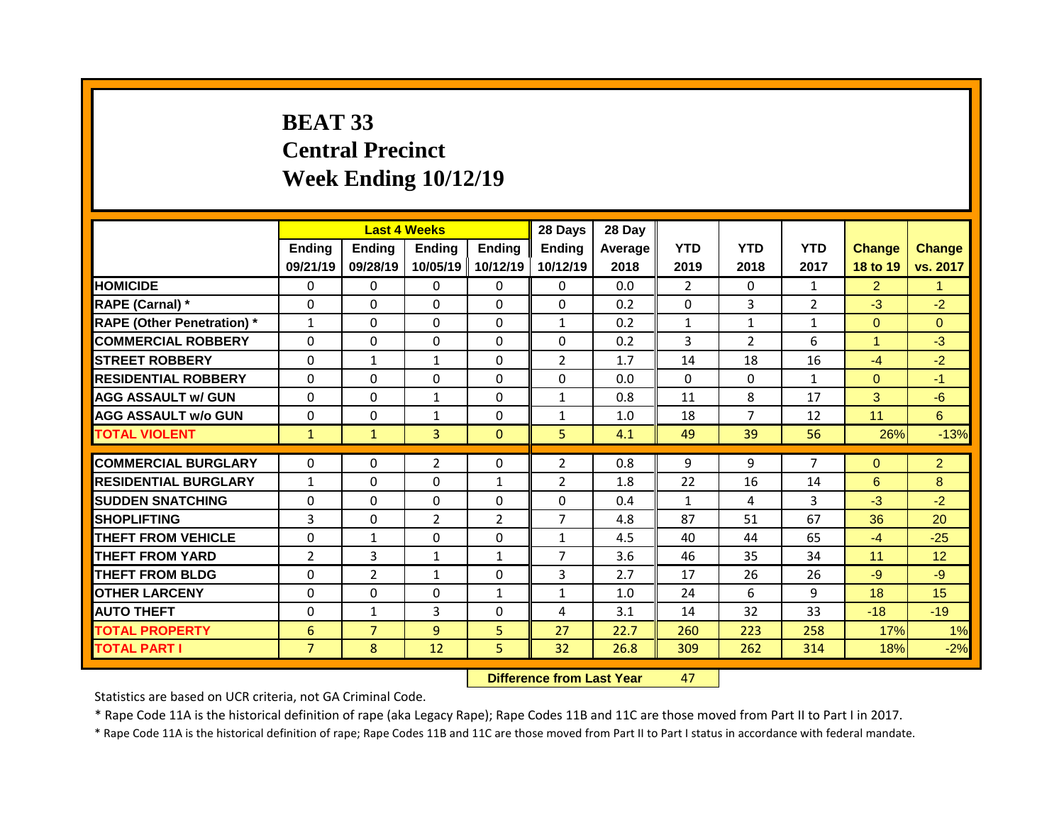# BEAT 33
# Central Precinct
# Week Ending 10/12/19

| | Last 4 Weeks | | | | 28 Days | 28 Day | | | | | |
|---|---|---|---|---|---|---|---|---|---|---|---|
| | Ending 09/21/19 | Ending 09/28/19 | Ending 10/05/19 | Ending 10/12/19 | Ending 10/12/19 | Average 2018 | YTD 2019 | YTD 2018 | YTD 2017 | Change 18 to 19 | Change vs. 2017 |
| HOMICIDE | 0 | 0 | 0 | 0 | 0 | 0.0 | 2 | 0 | 1 | 2 | 1 |
| RAPE (Carnal) * | 0 | 0 | 0 | 0 | 0 | 0.2 | 0 | 3 | 2 | -3 | -2 |
| RAPE (Other Penetration) * | 1 | 0 | 0 | 0 | 1 | 0.2 | 1 | 1 | 1 | 0 | 0 |
| COMMERCIAL ROBBERY | 0 | 0 | 0 | 0 | 0 | 0.2 | 3 | 2 | 6 | 1 | -3 |
| STREET ROBBERY | 0 | 1 | 1 | 0 | 2 | 1.7 | 14 | 18 | 16 | -4 | -2 |
| RESIDENTIAL ROBBERY | 0 | 0 | 0 | 0 | 0 | 0.0 | 0 | 0 | 1 | 0 | -1 |
| AGG ASSAULT w/ GUN | 0 | 0 | 1 | 0 | 1 | 0.8 | 11 | 8 | 17 | 3 | -6 |
| AGG ASSAULT w/o GUN | 0 | 0 | 1 | 0 | 1 | 1.0 | 18 | 7 | 12 | 11 | 6 |
| TOTAL VIOLENT | 1 | 1 | 3 | 0 | 5 | 4.1 | 49 | 39 | 56 | 26% | -13% |
| COMMERCIAL BURGLARY | 0 | 0 | 2 | 0 | 2 | 0.8 | 9 | 9 | 7 | 0 | 2 |
| RESIDENTIAL BURGLARY | 1 | 0 | 0 | 1 | 2 | 1.8 | 22 | 16 | 14 | 6 | 8 |
| SUDDEN SNATCHING | 0 | 0 | 0 | 0 | 0 | 0.4 | 1 | 4 | 3 | -3 | -2 |
| SHOPLIFTING | 3 | 0 | 2 | 2 | 7 | 4.8 | 87 | 51 | 67 | 36 | 20 |
| THEFT FROM VEHICLE | 0 | 1 | 0 | 0 | 1 | 4.5 | 40 | 44 | 65 | -4 | -25 |
| THEFT FROM YARD | 2 | 3 | 1 | 1 | 7 | 3.6 | 46 | 35 | 34 | 11 | 12 |
| THEFT FROM BLDG | 0 | 2 | 1 | 0 | 3 | 2.7 | 17 | 26 | 26 | -9 | -9 |
| OTHER LARCENY | 0 | 0 | 0 | 1 | 1 | 1.0 | 24 | 6 | 9 | 18 | 15 |
| AUTO THEFT | 0 | 1 | 3 | 0 | 4 | 3.1 | 14 | 32 | 33 | -18 | -19 |
| TOTAL PROPERTY | 6 | 7 | 9 | 5 | 27 | 22.7 | 260 | 223 | 258 | 17% | 1% |
| TOTAL PART I | 7 | 8 | 12 | 5 | 32 | 26.8 | 309 | 262 | 314 | 18% | -2% |

**Difference from Last Year** 47

Statistics are based on UCR criteria, not GA Criminal Code.

* Rape Code 11A is the historical definition of rape (aka Legacy Rape); Rape Codes 11B and 11C are those moved from Part II to Part I in 2017.

* Rape Code 11A is the historical definition of rape; Rape Codes 11B and 11C are those moved from Part II to Part I status in accordance with federal mandate.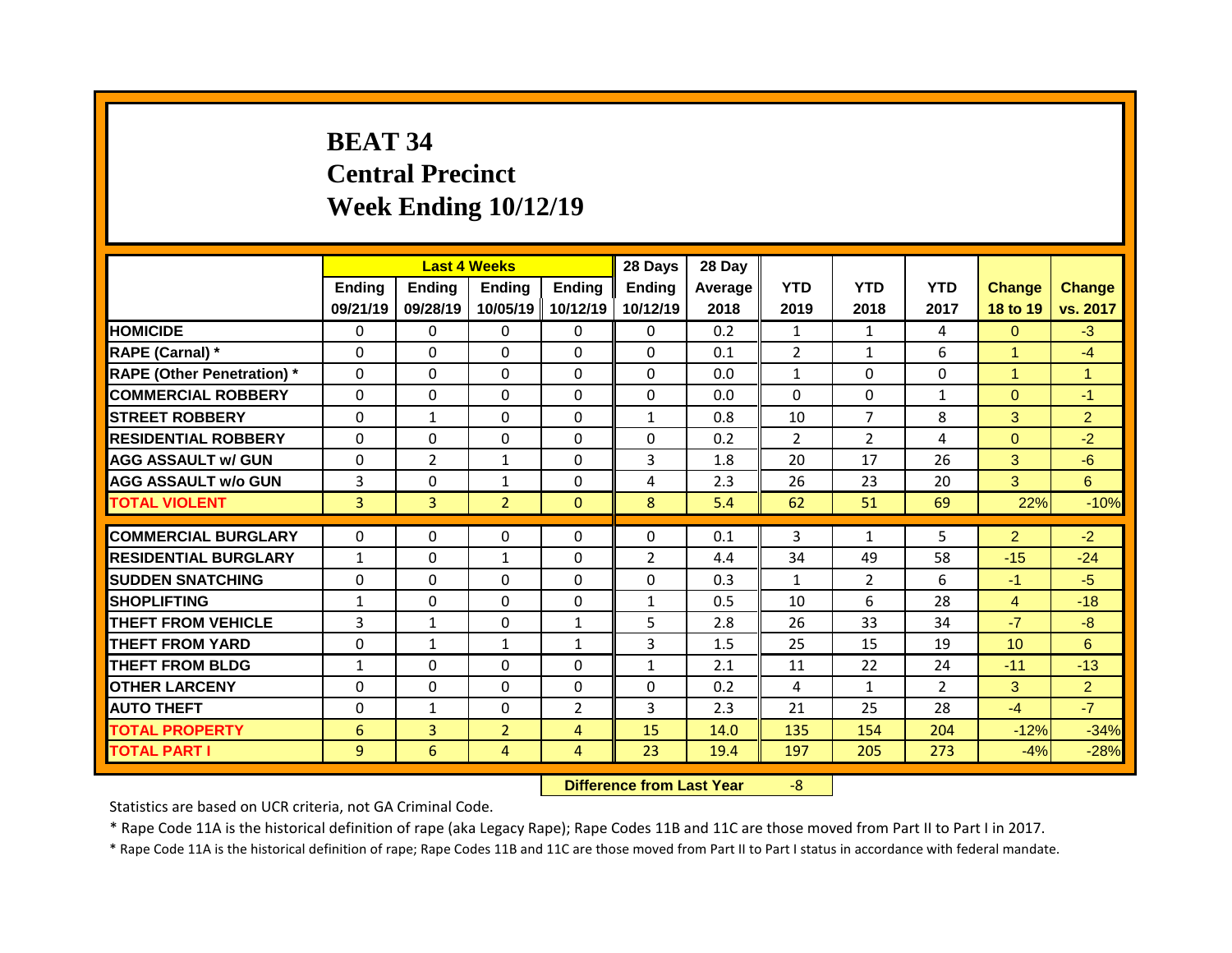# BEAT 34
# Central Precinct
# Week Ending 10/12/19

| | Last 4 Weeks | | | | 28 Days | 28 Day | | | | | |
|---|---|---|---|---|---|---|---|---|---|---|---|
| | Ending 09/21/19 | Ending 09/28/19 | Ending 10/05/19 | Ending 10/12/19 | Ending 10/12/19 | Average 2018 | YTD 2019 | YTD 2018 | YTD 2017 | Change 18 to 19 | Change vs. 2017 |
| HOMICIDE | 0 | 0 | 0 | 0 | 0 | 0.2 | 1 | 1 | 4 | 0 | -3 |
| RAPE (Carnal) * | 0 | 0 | 0 | 0 | 0 | 0.1 | 2 | 1 | 6 | 1 | -4 |
| RAPE (Other Penetration) * | 0 | 0 | 0 | 0 | 0 | 0.0 | 1 | 0 | 0 | 1 | 1 |
| COMMERCIAL ROBBERY | 0 | 0 | 0 | 0 | 0 | 0.0 | 0 | 0 | 1 | 0 | -1 |
| STREET ROBBERY | 0 | 1 | 0 | 0 | 1 | 0.8 | 10 | 7 | 8 | 3 | 2 |
| RESIDENTIAL ROBBERY | 0 | 0 | 0 | 0 | 0 | 0.2 | 2 | 2 | 4 | 0 | -2 |
| AGG ASSAULT w/ GUN | 0 | 2 | 1 | 0 | 3 | 1.8 | 20 | 17 | 26 | 3 | -6 |
| AGG ASSAULT w/o GUN | 3 | 0 | 1 | 0 | 4 | 2.3 | 26 | 23 | 20 | 3 | 6 |
| TOTAL VIOLENT | 3 | 3 | 2 | 0 | 8 | 5.4 | 62 | 51 | 69 | 22% | -10% |
| COMMERCIAL BURGLARY | 0 | 0 | 0 | 0 | 0 | 0.1 | 3 | 1 | 5 | 2 | -2 |
| RESIDENTIAL BURGLARY | 1 | 0 | 1 | 0 | 2 | 4.4 | 34 | 49 | 58 | -15 | -24 |
| SUDDEN SNATCHING | 0 | 0 | 0 | 0 | 0 | 0.3 | 1 | 2 | 6 | -1 | -5 |
| SHOPLIFTING | 1 | 0 | 0 | 0 | 1 | 0.5 | 10 | 6 | 28 | 4 | -18 |
| THEFT FROM VEHICLE | 3 | 1 | 0 | 1 | 5 | 2.8 | 26 | 33 | 34 | -7 | -8 |
| THEFT FROM YARD | 0 | 1 | 1 | 1 | 3 | 1.5 | 25 | 15 | 19 | 10 | 6 |
| THEFT FROM BLDG | 1 | 0 | 0 | 0 | 1 | 2.1 | 11 | 22 | 24 | -11 | -13 |
| OTHER LARCENY | 0 | 0 | 0 | 0 | 0 | 0.2 | 4 | 1 | 2 | 3 | 2 |
| AUTO THEFT | 0 | 1 | 0 | 2 | 3 | 2.3 | 21 | 25 | 28 | -4 | -7 |
| TOTAL PROPERTY | 6 | 3 | 2 | 4 | 15 | 14.0 | 135 | 154 | 204 | -12% | -34% |
| TOTAL PART I | 9 | 6 | 4 | 4 | 23 | 19.4 | 197 | 205 | 273 | -4% | -28% |

**Difference from Last Year** -8

Statistics are based on UCR criteria, not GA Criminal Code.

* Rape Code 11A is the historical definition of rape (aka Legacy Rape); Rape Codes 11B and 11C are those moved from Part II to Part I in 2017.

* Rape Code 11A is the historical definition of rape; Rape Codes 11B and 11C are those moved from Part II to Part I status in accordance with federal mandate.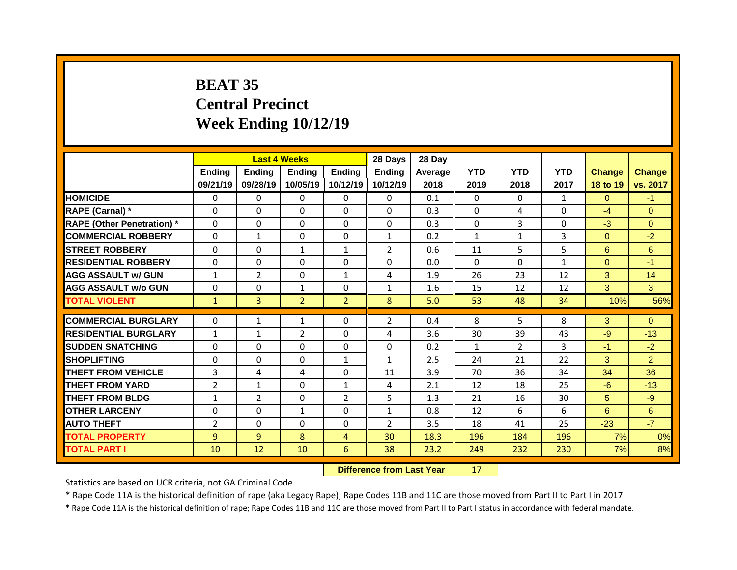# BEAT 35
# Central Precinct
# Week Ending 10/12/19

| | Last 4 Weeks | | | | 28 Days | 28 Day | | | | | |
|---|---|---|---|---|---|---|---|---|---|---|---|
| | Ending 09/21/19 | Ending 09/28/19 | Ending 10/05/19 | Ending 10/12/19 | Ending 10/12/19 | Average 2018 | YTD 2019 | YTD 2018 | YTD 2017 | Change 18 to 19 | Change vs. 2017 |
| **HOMICIDE** | 0 | 0 | 0 | 0 | 0 | 0.1 | 0 | 0 | 1 | 0 | -1 |
| **RAPE (Carnal) *** | 0 | 0 | 0 | 0 | 0 | 0.3 | 0 | 4 | 0 | -4 | 0 |
| **RAPE (Other Penetration) *** | 0 | 0 | 0 | 0 | 0 | 0.3 | 0 | 3 | 0 | -3 | 0 |
| **COMMERCIAL ROBBERY** | 0 | 1 | 0 | 0 | 1 | 0.2 | 1 | 1 | 3 | 0 | -2 |
| **STREET ROBBERY** | 0 | 0 | 1 | 1 | 2 | 0.6 | 11 | 5 | 5 | 6 | 6 |
| **RESIDENTIAL ROBBERY** | 0 | 0 | 0 | 0 | 0 | 0.0 | 0 | 0 | 1 | 0 | -1 |
| **AGG ASSAULT w/ GUN** | 1 | 2 | 0 | 1 | 4 | 1.9 | 26 | 23 | 12 | 3 | 14 |
| **AGG ASSAULT w/o GUN** | 0 | 0 | 1 | 0 | 1 | 1.6 | 15 | 12 | 12 | 3 | 3 |
| **TOTAL VIOLENT** | 1 | 3 | 2 | 2 | 8 | 5.0 | 53 | 48 | 34 | 10% | 56% |
| **COMMERCIAL BURGLARY** | 0 | 1 | 1 | 0 | 2 | 0.4 | 8 | 5 | 8 | 3 | 0 |
| **RESIDENTIAL BURGLARY** | 1 | 1 | 2 | 0 | 4 | 3.6 | 30 | 39 | 43 | -9 | -13 |
| **SUDDEN SNATCHING** | 0 | 0 | 0 | 0 | 0 | 0.2 | 1 | 2 | 3 | -1 | -2 |
| **SHOPLIFTING** | 0 | 0 | 0 | 1 | 1 | 2.5 | 24 | 21 | 22 | 3 | 2 |
| **THEFT FROM VEHICLE** | 3 | 4 | 4 | 0 | 11 | 3.9 | 70 | 36 | 34 | 34 | 36 |
| **THEFT FROM YARD** | 2 | 1 | 0 | 1 | 4 | 2.1 | 12 | 18 | 25 | -6 | -13 |
| **THEFT FROM BLDG** | 1 | 2 | 0 | 2 | 5 | 1.3 | 21 | 16 | 30 | 5 | -9 |
| **OTHER LARCENY** | 0 | 0 | 1 | 0 | 1 | 0.8 | 12 | 6 | 6 | 6 | 6 |
| **AUTO THEFT** | 2 | 0 | 0 | 0 | 2 | 3.5 | 18 | 41 | 25 | -23 | -7 |
| **TOTAL PROPERTY** | 9 | 9 | 8 | 4 | 30 | 18.3 | 196 | 184 | 196 | 7% | 0% |
| **TOTAL PART I** | 10 | 12 | 10 | 6 | 38 | 23.2 | 249 | 232 | 230 | 7% | 8% |

**Difference from Last Year** 17

Statistics are based on UCR criteria, not GA Criminal Code.

* Rape Code 11A is the historical definition of rape (aka Legacy Rape); Rape Codes 11B and 11C are those moved from Part II to Part I in 2017.

* Rape Code 11A is the historical definition of rape; Rape Codes 11B and 11C are those moved from Part II to Part I status in accordance with federal mandate.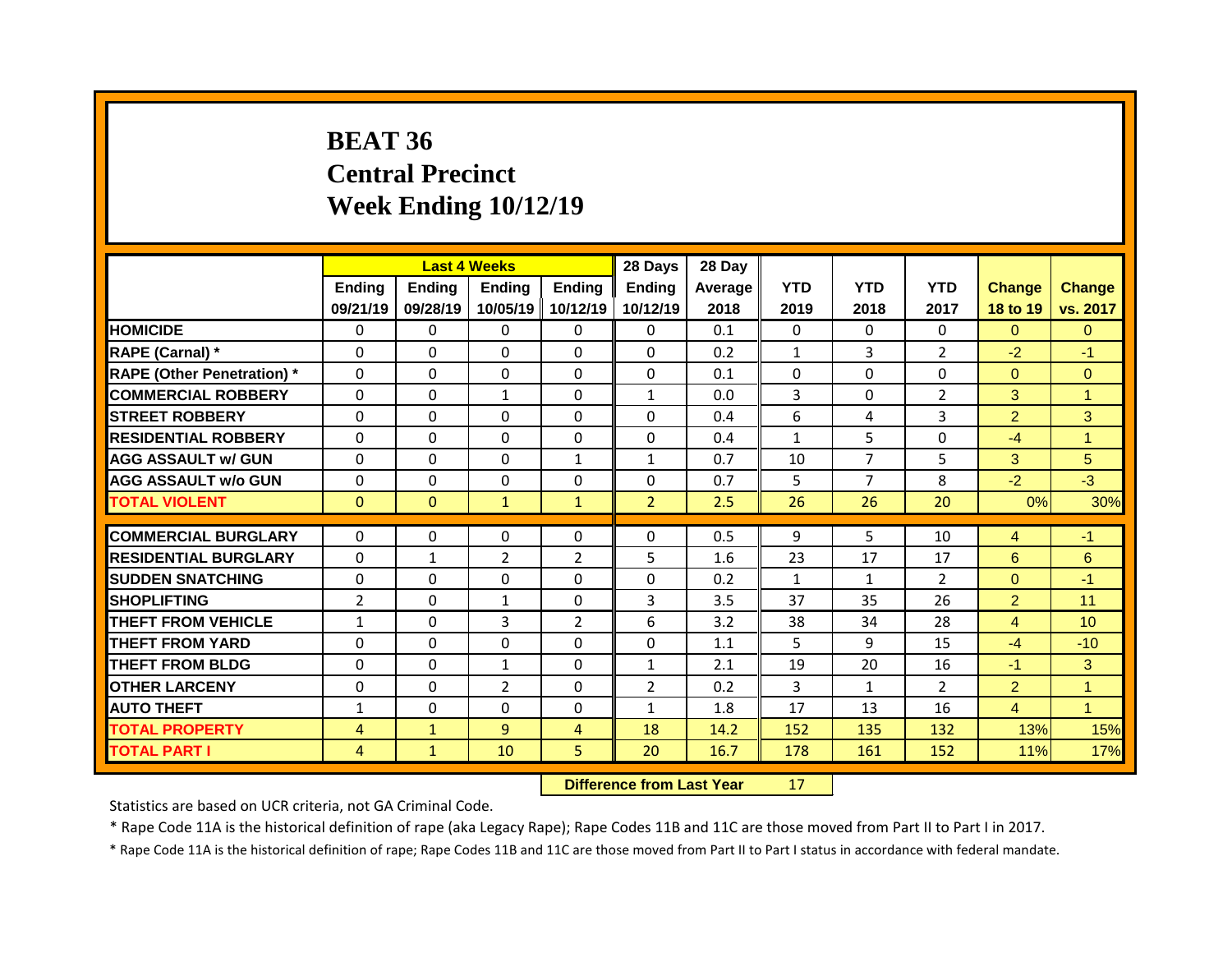# BEAT 36
# Central Precinct
# Week Ending 10/12/19

| | Last 4 Weeks | | | | 28 Days | 28 Day | | | | | |
|---|---|---|---|---|---|---|---|---|---|---|---|
| | Ending 09/21/19 | Ending 09/28/19 | Ending 10/05/19 | Ending 10/12/19 | Ending 10/12/19 | Average 2018 | YTD 2019 | YTD 2018 | YTD 2017 | Change 18 to 19 | Change vs. 2017 |
| **HOMICIDE** | 0 | 0 | 0 | 0 | 0 | 0.1 | 0 | 0 | 0 | 0 | 0 |
| **RAPE (Carnal) *** | 0 | 0 | 0 | 0 | 0 | 0.2 | 1 | 3 | 2 | -2 | -1 |
| **RAPE (Other Penetration) *** | 0 | 0 | 0 | 0 | 0 | 0.1 | 0 | 0 | 0 | 0 | 0 |
| **COMMERCIAL ROBBERY** | 0 | 0 | 1 | 0 | 1 | 0.0 | 3 | 0 | 2 | 3 | 1 |
| **STREET ROBBERY** | 0 | 0 | 0 | 0 | 0 | 0.4 | 6 | 4 | 3 | 2 | 3 |
| **RESIDENTIAL ROBBERY** | 0 | 0 | 0 | 0 | 0 | 0.4 | 1 | 5 | 0 | -4 | 1 |
| **AGG ASSAULT w/ GUN** | 0 | 0 | 0 | 1 | 1 | 0.7 | 10 | 7 | 5 | 3 | 5 |
| **AGG ASSAULT w/o GUN** | 0 | 0 | 0 | 0 | 0 | 0.7 | 5 | 7 | 8 | -2 | -3 |
| **TOTAL VIOLENT** | 0 | 0 | 1 | 1 | 2 | 2.5 | 26 | 26 | 20 | 0% | 30% |
| **COMMERCIAL BURGLARY** | 0 | 0 | 0 | 0 | 0 | 0.5 | 9 | 5 | 10 | 4 | -1 |
| **RESIDENTIAL BURGLARY** | 0 | 1 | 2 | 2 | 5 | 1.6 | 23 | 17 | 17 | 6 | 6 |
| **SUDDEN SNATCHING** | 0 | 0 | 0 | 0 | 0 | 0.2 | 1 | 1 | 2 | 0 | -1 |
| **SHOPLIFTING** | 2 | 0 | 1 | 0 | 3 | 3.5 | 37 | 35 | 26 | 2 | 11 |
| **THEFT FROM VEHICLE** | 1 | 0 | 3 | 2 | 6 | 3.2 | 38 | 34 | 28 | 4 | 10 |
| **THEFT FROM YARD** | 0 | 0 | 0 | 0 | 0 | 1.1 | 5 | 9 | 15 | -4 | -10 |
| **THEFT FROM BLDG** | 0 | 0 | 1 | 0 | 1 | 2.1 | 19 | 20 | 16 | -1 | 3 |
| **OTHER LARCENY** | 0 | 0 | 2 | 0 | 2 | 0.2 | 3 | 1 | 2 | 2 | 1 |
| **AUTO THEFT** | 1 | 0 | 0 | 0 | 1 | 1.8 | 17 | 13 | 16 | 4 | 1 |
| **TOTAL PROPERTY** | 4 | 1 | 9 | 4 | 18 | 14.2 | 152 | 135 | 132 | 13% | 15% |
| **TOTAL PART I** | 4 | 1 | 10 | 5 | 20 | 16.7 | 178 | 161 | 152 | 11% | 17% |

| **Difference from Last Year** | 17 |
|---|---|

Statistics are based on UCR criteria, not GA Criminal Code.

* Rape Code 11A is the historical definition of rape (aka Legacy Rape); Rape Codes 11B and 11C are those moved from Part II to Part I in 2017.

* Rape Code 11A is the historical definition of rape; Rape Codes 11B and 11C are those moved from Part II to Part I status in accordance with federal mandate.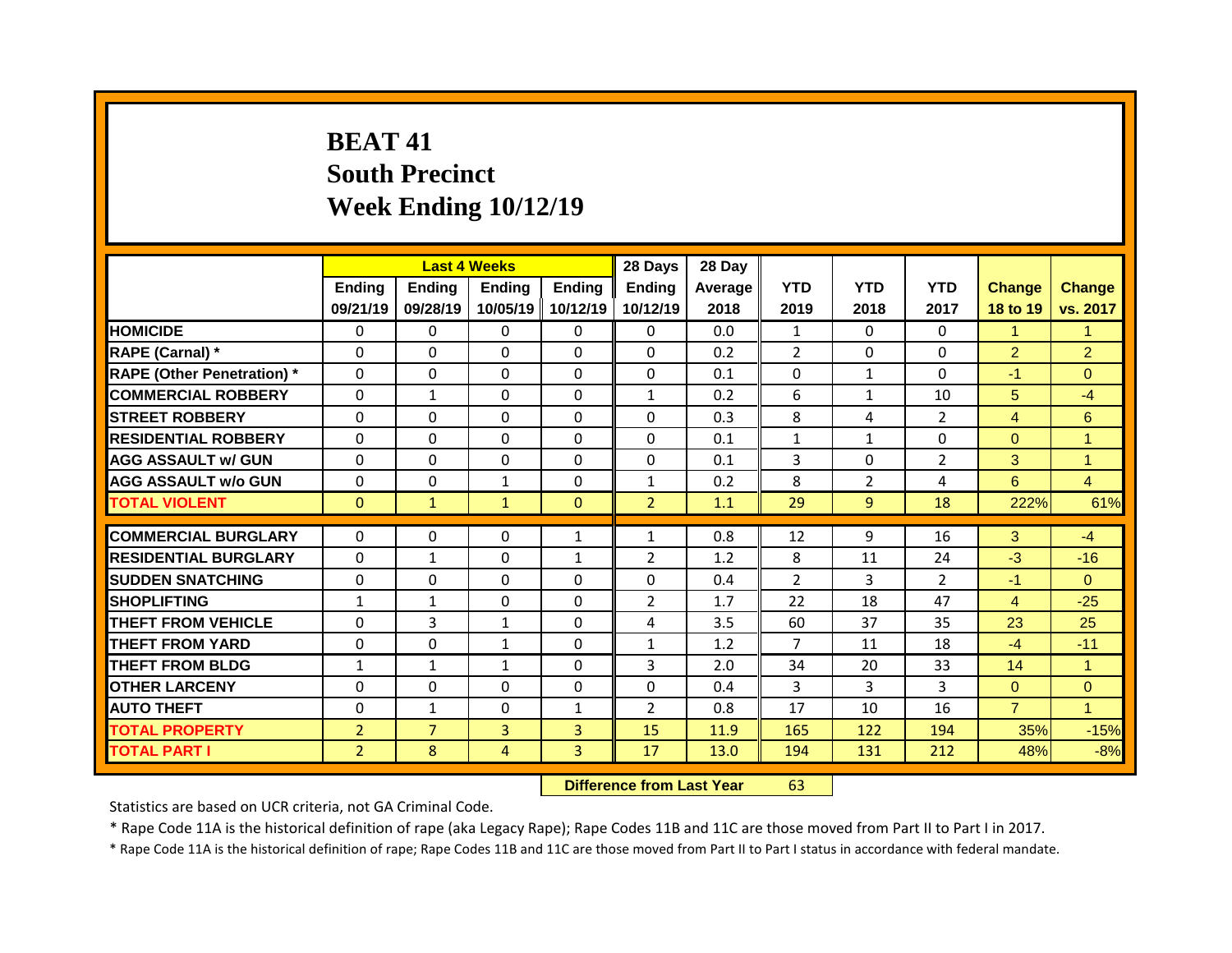# BEAT 41
## South Precinct
## Week Ending 10/12/19

| | Last 4 Weeks | | | | 28 Days | 28 Day | | | | | |
|---|---|---|---|---|---|---|---|---|---|---|---|
| | Ending 09/21/19 | Ending 09/28/19 | Ending 10/05/19 | Ending 10/12/19 | Ending 10/12/19 | Average 2018 | YTD 2019 | YTD 2018 | YTD 2017 | Change 18 to 19 | Change vs. 2017 |
| HOMICIDE | 0 | 0 | 0 | 0 | 0 | 0.0 | 1 | 0 | 0 | 1 | 1 |
| RAPE (Carnal) * | 0 | 0 | 0 | 0 | 0 | 0.2 | 2 | 0 | 0 | 2 | 2 |
| RAPE (Other Penetration) * | 0 | 0 | 0 | 0 | 0 | 0.1 | 0 | 1 | 0 | -1 | 0 |
| COMMERCIAL ROBBERY | 0 | 1 | 0 | 0 | 1 | 0.2 | 6 | 1 | 10 | 5 | -4 |
| STREET ROBBERY | 0 | 0 | 0 | 0 | 0 | 0.3 | 8 | 4 | 2 | 4 | 6 |
| RESIDENTIAL ROBBERY | 0 | 0 | 0 | 0 | 0 | 0.1 | 1 | 1 | 0 | 0 | 1 |
| AGG ASSAULT w/ GUN | 0 | 0 | 0 | 0 | 0 | 0.1 | 3 | 0 | 2 | 3 | 1 |
| AGG ASSAULT w/o GUN | 0 | 0 | 1 | 0 | 1 | 0.2 | 8 | 2 | 4 | 6 | 4 |
| TOTAL VIOLENT | 0 | 1 | 1 | 0 | 2 | 1.1 | 29 | 9 | 18 | 222% | 61% |
| COMMERCIAL BURGLARY | 0 | 0 | 0 | 1 | 1 | 0.8 | 12 | 9 | 16 | 3 | -4 |
| RESIDENTIAL BURGLARY | 0 | 1 | 0 | 1 | 2 | 1.2 | 8 | 11 | 24 | -3 | -16 |
| SUDDEN SNATCHING | 0 | 0 | 0 | 0 | 0 | 0.4 | 2 | 3 | 2 | -1 | 0 |
| SHOPLIFTING | 1 | 1 | 0 | 0 | 2 | 1.7 | 22 | 18 | 47 | 4 | -25 |
| THEFT FROM VEHICLE | 0 | 3 | 1 | 0 | 4 | 3.5 | 60 | 37 | 35 | 23 | 25 |
| THEFT FROM YARD | 0 | 0 | 1 | 0 | 1 | 1.2 | 7 | 11 | 18 | -4 | -11 |
| THEFT FROM BLDG | 1 | 1 | 1 | 0 | 3 | 2.0 | 34 | 20 | 33 | 14 | 1 |
| OTHER LARCENY | 0 | 0 | 0 | 0 | 0 | 0.4 | 3 | 3 | 3 | 0 | 0 |
| AUTO THEFT | 0 | 1 | 0 | 1 | 2 | 0.8 | 17 | 10 | 16 | 7 | 1 |
| TOTAL PROPERTY | 2 | 7 | 3 | 3 | 15 | 11.9 | 165 | 122 | 194 | 35% | -15% |
| TOTAL PART I | 2 | 8 | 4 | 3 | 17 | 13.0 | 194 | 131 | 212 | 48% | -8% |

**Difference from Last Year** 63

Statistics are based on UCR criteria, not GA Criminal Code.

* Rape Code 11A is the historical definition of rape (aka Legacy Rape); Rape Codes 11B and 11C are those moved from Part II to Part I in 2017.

* Rape Code 11A is the historical definition of rape; Rape Codes 11B and 11C are those moved from Part II to Part I status in accordance with federal mandate.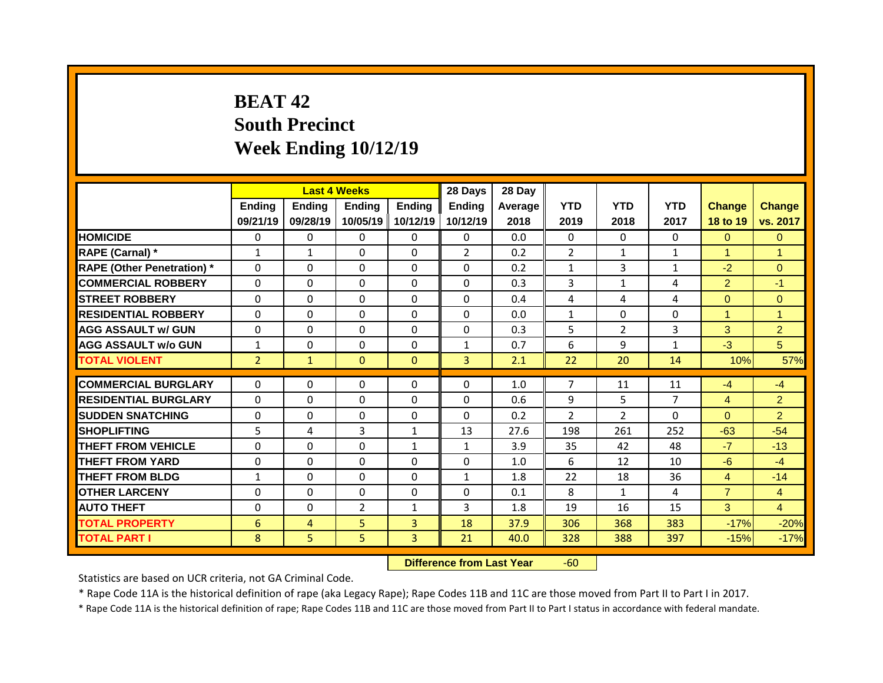# BEAT 42
## South Precinct
## Week Ending 10/12/19

| | Last 4 Weeks | | | | 28 Days | 28 Day | | | | | |
|---|---|---|---|---|---|---|---|---|---|---|---|
| | Ending 09/21/19 | Ending 09/28/19 | Ending 10/05/19 | Ending 10/12/19 | Ending 10/12/19 | Average 2018 | YTD 2019 | YTD 2018 | YTD 2017 | Change 18 to 19 | Change vs. 2017 |
| HOMICIDE | 0 | 0 | 0 | 0 | 0 | 0.0 | 0 | 0 | 0 | 0 | 0 |
| RAPE (Carnal) * | 1 | 1 | 0 | 0 | 2 | 0.2 | 2 | 1 | 1 | 1 | 1 |
| RAPE (Other Penetration) * | 0 | 0 | 0 | 0 | 0 | 0.2 | 1 | 3 | 1 | -2 | 0 |
| COMMERCIAL ROBBERY | 0 | 0 | 0 | 0 | 0 | 0.3 | 3 | 1 | 4 | 2 | -1 |
| STREET ROBBERY | 0 | 0 | 0 | 0 | 0 | 0.4 | 4 | 4 | 4 | 0 | 0 |
| RESIDENTIAL ROBBERY | 0 | 0 | 0 | 0 | 0 | 0.0 | 1 | 0 | 0 | 1 | 1 |
| AGG ASSAULT w/ GUN | 0 | 0 | 0 | 0 | 0 | 0.3 | 5 | 2 | 3 | 3 | 2 |
| AGG ASSAULT w/o GUN | 1 | 0 | 0 | 0 | 1 | 0.7 | 6 | 9 | 1 | -3 | 5 |
| TOTAL VIOLENT | 2 | 1 | 0 | 0 | 3 | 2.1 | 22 | 20 | 14 | 10% | 57% |
| COMMERCIAL BURGLARY | 0 | 0 | 0 | 0 | 0 | 1.0 | 7 | 11 | 11 | -4 | -4 |
| RESIDENTIAL BURGLARY | 0 | 0 | 0 | 0 | 0 | 0.6 | 9 | 5 | 7 | 4 | 2 |
| SUDDEN SNATCHING | 0 | 0 | 0 | 0 | 0 | 0.2 | 2 | 2 | 0 | 0 | 2 |
| SHOPLIFTING | 5 | 4 | 3 | 1 | 13 | 27.6 | 198 | 261 | 252 | -63 | -54 |
| THEFT FROM VEHICLE | 0 | 0 | 0 | 1 | 1 | 3.9 | 35 | 42 | 48 | -7 | -13 |
| THEFT FROM YARD | 0 | 0 | 0 | 0 | 0 | 1.0 | 6 | 12 | 10 | -6 | -4 |
| THEFT FROM BLDG | 1 | 0 | 0 | 0 | 1 | 1.8 | 22 | 18 | 36 | 4 | -14 |
| OTHER LARCENY | 0 | 0 | 0 | 0 | 0 | 0.1 | 8 | 1 | 4 | 7 | 4 |
| AUTO THEFT | 0 | 0 | 2 | 1 | 3 | 1.8 | 19 | 16 | 15 | 3 | 4 |
| TOTAL PROPERTY | 6 | 4 | 5 | 3 | 18 | 37.9 | 306 | 368 | 383 | -17% | -20% |
| TOTAL PART I | 8 | 5 | 5 | 3 | 21 | 40.0 | 328 | 388 | 397 | -15% | -17% |

**Difference from Last Year** -60

Statistics are based on UCR criteria, not GA Criminal Code.

* Rape Code 11A is the historical definition of rape (aka Legacy Rape); Rape Codes 11B and 11C are those moved from Part II to Part I in 2017.

* Rape Code 11A is the historical definition of rape; Rape Codes 11B and 11C are those moved from Part II to Part I status in accordance with federal mandate.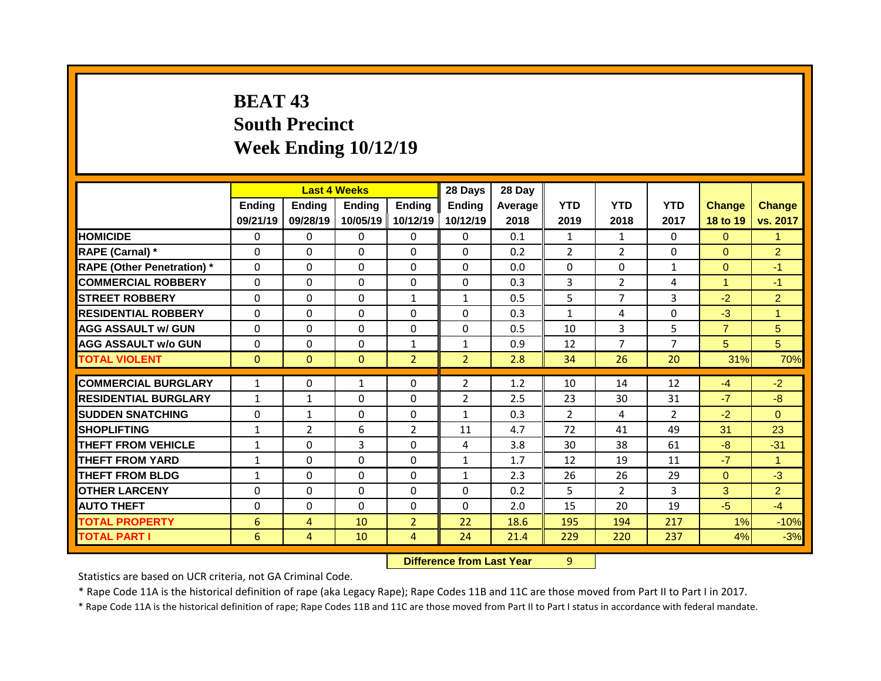# BEAT 43
# South Precinct
# Week Ending 10/12/19

| | Last 4 Weeks | | | | 28 Days | 28 Day | | | | | |
|---|---|---|---|---|---|---|---|---|---|---|---|
| | Ending 09/21/19 | Ending 09/28/19 | Ending 10/05/19 | Ending 10/12/19 | Ending 10/12/19 | Average 2018 | YTD 2019 | YTD 2018 | YTD 2017 | Change 18 to 19 | Change vs. 2017 |
| HOMICIDE | 0 | 0 | 0 | 0 | 0 | 0.1 | 1 | 1 | 0 | 0 | 1 |
| RAPE (Carnal) * | 0 | 0 | 0 | 0 | 0 | 0.2 | 2 | 2 | 0 | 0 | 2 |
| RAPE (Other Penetration) * | 0 | 0 | 0 | 0 | 0 | 0.0 | 0 | 0 | 1 | 0 | -1 |
| COMMERCIAL ROBBERY | 0 | 0 | 0 | 0 | 0 | 0.3 | 3 | 2 | 4 | 1 | -1 |
| STREET ROBBERY | 0 | 0 | 0 | 1 | 1 | 0.5 | 5 | 7 | 3 | -2 | 2 |
| RESIDENTIAL ROBBERY | 0 | 0 | 0 | 0 | 0 | 0.3 | 1 | 4 | 0 | -3 | 1 |
| AGG ASSAULT w/ GUN | 0 | 0 | 0 | 0 | 0 | 0.5 | 10 | 3 | 5 | 7 | 5 |
| AGG ASSAULT w/o GUN | 0 | 0 | 0 | 1 | 1 | 0.9 | 12 | 7 | 7 | 5 | 5 |
| TOTAL VIOLENT | 0 | 0 | 0 | 2 | 2 | 2.8 | 34 | 26 | 20 | 31% | 70% |
| COMMERCIAL BURGLARY | 1 | 0 | 1 | 0 | 2 | 1.2 | 10 | 14 | 12 | -4 | -2 |
| RESIDENTIAL BURGLARY | 1 | 1 | 0 | 0 | 2 | 2.5 | 23 | 30 | 31 | -7 | -8 |
| SUDDEN SNATCHING | 0 | 1 | 0 | 0 | 1 | 0.3 | 2 | 4 | 2 | -2 | 0 |
| SHOPLIFTING | 1 | 2 | 6 | 2 | 11 | 4.7 | 72 | 41 | 49 | 31 | 23 |
| THEFT FROM VEHICLE | 1 | 0 | 3 | 0 | 4 | 3.8 | 30 | 38 | 61 | -8 | -31 |
| THEFT FROM YARD | 1 | 0 | 0 | 0 | 1 | 1.7 | 12 | 19 | 11 | -7 | 1 |
| THEFT FROM BLDG | 1 | 0 | 0 | 0 | 1 | 2.3 | 26 | 26 | 29 | 0 | -3 |
| OTHER LARCENY | 0 | 0 | 0 | 0 | 0 | 0.2 | 5 | 2 | 3 | 3 | 2 |
| AUTO THEFT | 0 | 0 | 0 | 0 | 0 | 2.0 | 15 | 20 | 19 | -5 | -4 |
| TOTAL PROPERTY | 6 | 4 | 10 | 2 | 22 | 18.6 | 195 | 194 | 217 | 1% | -10% |
| TOTAL PART I | 6 | 4 | 10 | 4 | 24 | 21.4 | 229 | 220 | 237 | 4% | -3% |

**Difference from Last Year** 9

Statistics are based on UCR criteria, not GA Criminal Code.

* Rape Code 11A is the historical definition of rape (aka Legacy Rape); Rape Codes 11B and 11C are those moved from Part II to Part I in 2017.

* Rape Code 11A is the historical definition of rape; Rape Codes 11B and 11C are those moved from Part II to Part I status in accordance with federal mandate.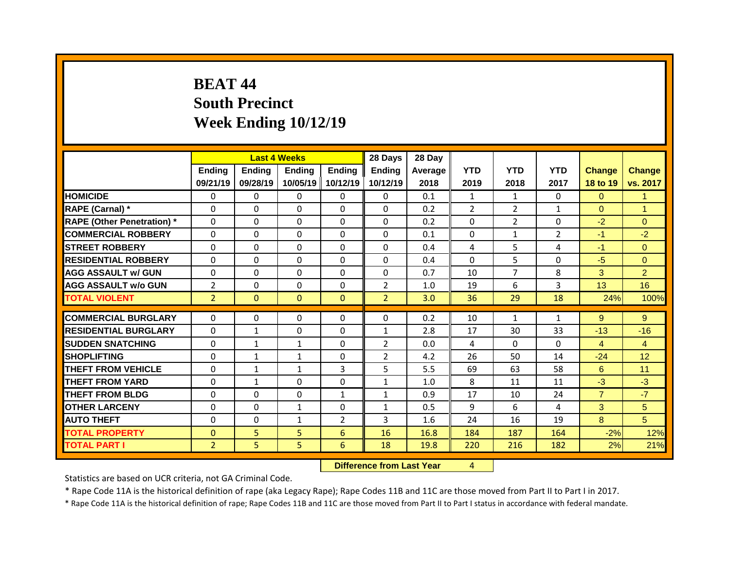# BEAT 44
# South Precinct
# Week Ending 10/12/19

| | Last 4 Weeks | | | | 28 Days | 28 Day | | | | | |
|---|---|---|---|---|---|---|---|---|---|---|---|
| | Ending 09/21/19 | Ending 09/28/19 | Ending 10/05/19 | Ending 10/12/19 | Ending 10/12/19 | Average 2018 | YTD 2019 | YTD 2018 | YTD 2017 | Change 18 to 19 | Change vs. 2017 |
| HOMICIDE | 0 | 0 | 0 | 0 | 0 | 0.1 | 1 | 1 | 0 | 0 | 1 |
| RAPE (Carnal) * | 0 | 0 | 0 | 0 | 0 | 0.2 | 2 | 2 | 1 | 0 | 1 |
| RAPE (Other Penetration) * | 0 | 0 | 0 | 0 | 0 | 0.2 | 0 | 2 | 0 | -2 | 0 |
| COMMERCIAL ROBBERY | 0 | 0 | 0 | 0 | 0 | 0.1 | 0 | 1 | 2 | -1 | -2 |
| STREET ROBBERY | 0 | 0 | 0 | 0 | 0 | 0.4 | 4 | 5 | 4 | -1 | 0 |
| RESIDENTIAL ROBBERY | 0 | 0 | 0 | 0 | 0 | 0.4 | 0 | 5 | 0 | -5 | 0 |
| AGG ASSAULT w/ GUN | 0 | 0 | 0 | 0 | 0 | 0.7 | 10 | 7 | 8 | 3 | 2 |
| AGG ASSAULT w/o GUN | 2 | 0 | 0 | 0 | 2 | 1.0 | 19 | 6 | 3 | 13 | 16 |
| TOTAL VIOLENT | 2 | 0 | 0 | 0 | 2 | 3.0 | 36 | 29 | 18 | 24% | 100% |
| COMMERCIAL BURGLARY | 0 | 0 | 0 | 0 | 0 | 0.2 | 10 | 1 | 1 | 9 | 9 |
| RESIDENTIAL BURGLARY | 0 | 1 | 0 | 0 | 1 | 2.8 | 17 | 30 | 33 | -13 | -16 |
| SUDDEN SNATCHING | 0 | 1 | 1 | 0 | 2 | 0.0 | 4 | 0 | 0 | 4 | 4 |
| SHOPLIFTING | 0 | 1 | 1 | 0 | 2 | 4.2 | 26 | 50 | 14 | -24 | 12 |
| THEFT FROM VEHICLE | 0 | 1 | 1 | 3 | 5 | 5.5 | 69 | 63 | 58 | 6 | 11 |
| THEFT FROM YARD | 0 | 1 | 0 | 0 | 1 | 1.0 | 8 | 11 | 11 | -3 | -3 |
| THEFT FROM BLDG | 0 | 0 | 0 | 1 | 1 | 0.9 | 17 | 10 | 24 | 7 | -7 |
| OTHER LARCENY | 0 | 0 | 1 | 0 | 1 | 0.5 | 9 | 6 | 4 | 3 | 5 |
| AUTO THEFT | 0 | 0 | 1 | 2 | 3 | 1.6 | 24 | 16 | 19 | 8 | 5 |
| TOTAL PROPERTY | 0 | 5 | 5 | 6 | 16 | 16.8 | 184 | 187 | 164 | -2% | 12% |
| TOTAL PART I | 2 | 5 | 5 | 6 | 18 | 19.8 | 220 | 216 | 182 | 2% | 21% |

**Difference from Last Year** 4

Statistics are based on UCR criteria, not GA Criminal Code.

* Rape Code 11A is the historical definition of rape (aka Legacy Rape); Rape Codes 11B and 11C are those moved from Part II to Part I in 2017.

* Rape Code 11A is the historical definition of rape; Rape Codes 11B and 11C are those moved from Part II to Part I status in accordance with federal mandate.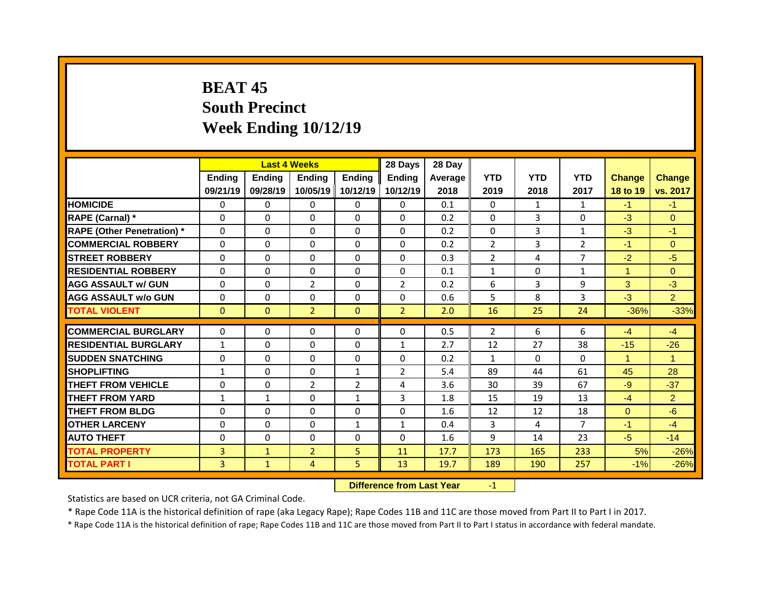# BEAT 45
## South Precinct
## Week Ending 10/12/19

| | Last 4 Weeks | | | | 28 Days | 28 Day | | | | | |
|---|---|---|---|---|---|---|---|---|---|---|---|
| | Ending 09/21/19 | Ending 09/28/19 | Ending 10/05/19 | Ending 10/12/19 | Ending 10/12/19 | Average 2018 | YTD 2019 | YTD 2018 | YTD 2017 | Change 18 to 19 | Change vs. 2017 |
| HOMICIDE | 0 | 0 | 0 | 0 | 0 | 0.1 | 0 | 1 | 1 | -1 | -1 |
| RAPE (Carnal) * | 0 | 0 | 0 | 0 | 0 | 0.2 | 0 | 3 | 0 | -3 | 0 |
| RAPE (Other Penetration) * | 0 | 0 | 0 | 0 | 0 | 0.2 | 0 | 3 | 1 | -3 | -1 |
| COMMERCIAL ROBBERY | 0 | 0 | 0 | 0 | 0 | 0.2 | 2 | 3 | 2 | -1 | 0 |
| STREET ROBBERY | 0 | 0 | 0 | 0 | 0 | 0.3 | 2 | 4 | 7 | -2 | -5 |
| RESIDENTIAL ROBBERY | 0 | 0 | 0 | 0 | 0 | 0.1 | 1 | 0 | 1 | 1 | 0 |
| AGG ASSAULT w/ GUN | 0 | 0 | 2 | 0 | 2 | 0.2 | 6 | 3 | 9 | 3 | -3 |
| AGG ASSAULT w/o GUN | 0 | 0 | 0 | 0 | 0 | 0.6 | 5 | 8 | 3 | -3 | 2 |
| TOTAL VIOLENT | 0 | 0 | 2 | 0 | 2 | 2.0 | 16 | 25 | 24 | -36% | -33% |
| COMMERCIAL BURGLARY | 0 | 0 | 0 | 0 | 0 | 0.5 | 2 | 6 | 6 | -4 | -4 |
| RESIDENTIAL BURGLARY | 1 | 0 | 0 | 0 | 1 | 2.7 | 12 | 27 | 38 | -15 | -26 |
| SUDDEN SNATCHING | 0 | 0 | 0 | 0 | 0 | 0.2 | 1 | 0 | 0 | 1 | 1 |
| SHOPLIFTING | 1 | 0 | 0 | 1 | 2 | 5.4 | 89 | 44 | 61 | 45 | 28 |
| THEFT FROM VEHICLE | 0 | 0 | 2 | 2 | 4 | 3.6 | 30 | 39 | 67 | -9 | -37 |
| THEFT FROM YARD | 1 | 1 | 0 | 1 | 3 | 1.8 | 15 | 19 | 13 | -4 | 2 |
| THEFT FROM BLDG | 0 | 0 | 0 | 0 | 0 | 1.6 | 12 | 12 | 18 | 0 | -6 |
| OTHER LARCENY | 0 | 0 | 0 | 1 | 1 | 0.4 | 3 | 4 | 7 | -1 | -4 |
| AUTO THEFT | 0 | 0 | 0 | 0 | 0 | 1.6 | 9 | 14 | 23 | -5 | -14 |
| TOTAL PROPERTY | 3 | 1 | 2 | 5 | 11 | 17.7 | 173 | 165 | 233 | 5% | -26% |
| TOTAL PART I | 3 | 1 | 4 | 5 | 13 | 19.7 | 189 | 190 | 257 | -1% | -26% |

**Difference from Last Year** -1

Statistics are based on UCR criteria, not GA Criminal Code.

* Rape Code 11A is the historical definition of rape (aka Legacy Rape); Rape Codes 11B and 11C are those moved from Part II to Part I in 2017.

* Rape Code 11A is the historical definition of rape; Rape Codes 11B and 11C are those moved from Part II to Part I status in accordance with federal mandate.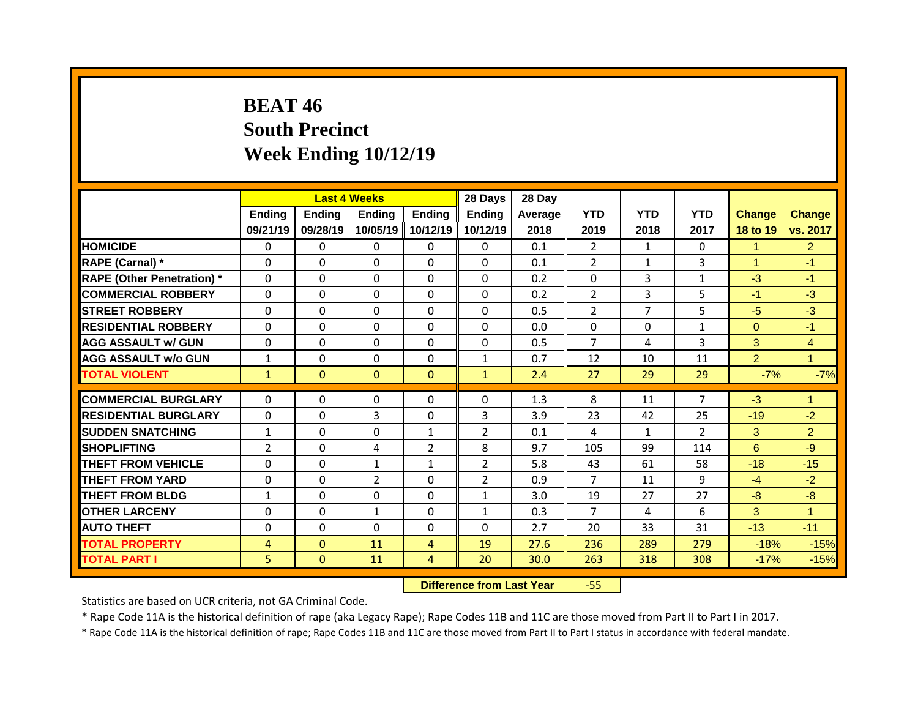# BEAT 46
# South Precinct
# Week Ending 10/12/19

| | Last 4 Weeks | | | | 28 Days | 28 Day | | | | | |
|---|---|---|---|---|---|---|---|---|---|---|---|
| | Ending 09/21/19 | Ending 09/28/19 | Ending 10/05/19 | Ending 10/12/19 | Ending 10/12/19 | Average 2018 | YTD 2019 | YTD 2018 | YTD 2017 | Change 18 to 19 | Change vs. 2017 |
| HOMICIDE | 0 | 0 | 0 | 0 | 0 | 0.1 | 2 | 1 | 0 | 1 | 2 |
| RAPE (Carnal) * | 0 | 0 | 0 | 0 | 0 | 0.1 | 2 | 1 | 3 | 1 | -1 |
| RAPE (Other Penetration) * | 0 | 0 | 0 | 0 | 0 | 0.2 | 0 | 3 | 1 | -3 | -1 |
| COMMERCIAL ROBBERY | 0 | 0 | 0 | 0 | 0 | 0.2 | 2 | 3 | 5 | -1 | -3 |
| STREET ROBBERY | 0 | 0 | 0 | 0 | 0 | 0.5 | 2 | 7 | 5 | -5 | -3 |
| RESIDENTIAL ROBBERY | 0 | 0 | 0 | 0 | 0 | 0.0 | 0 | 0 | 1 | 0 | -1 |
| AGG ASSAULT w/ GUN | 0 | 0 | 0 | 0 | 0 | 0.5 | 7 | 4 | 3 | 3 | 4 |
| AGG ASSAULT w/o GUN | 1 | 0 | 0 | 0 | 1 | 0.7 | 12 | 10 | 11 | 2 | 1 |
| TOTAL VIOLENT | 1 | 0 | 0 | 0 | 1 | 2.4 | 27 | 29 | 29 | -7% | -7% |
| COMMERCIAL BURGLARY | 0 | 0 | 0 | 0 | 0 | 1.3 | 8 | 11 | 7 | -3 | 1 |
| RESIDENTIAL BURGLARY | 0 | 0 | 3 | 0 | 3 | 3.9 | 23 | 42 | 25 | -19 | -2 |
| SUDDEN SNATCHING | 1 | 0 | 0 | 1 | 2 | 0.1 | 4 | 1 | 2 | 3 | 2 |
| SHOPLIFTING | 2 | 0 | 4 | 2 | 8 | 9.7 | 105 | 99 | 114 | 6 | -9 |
| THEFT FROM VEHICLE | 0 | 0 | 1 | 1 | 2 | 5.8 | 43 | 61 | 58 | -18 | -15 |
| THEFT FROM YARD | 0 | 0 | 2 | 0 | 2 | 0.9 | 7 | 11 | 9 | -4 | -2 |
| THEFT FROM BLDG | 1 | 0 | 0 | 0 | 1 | 3.0 | 19 | 27 | 27 | -8 | -8 |
| OTHER LARCENY | 0 | 0 | 1 | 0 | 1 | 0.3 | 7 | 4 | 6 | 3 | 1 |
| AUTO THEFT | 0 | 0 | 0 | 0 | 0 | 2.7 | 20 | 33 | 31 | -13 | -11 |
| TOTAL PROPERTY | 4 | 0 | 11 | 4 | 19 | 27.6 | 236 | 289 | 279 | -18% | -15% |
| TOTAL PART I | 5 | 0 | 11 | 4 | 20 | 30.0 | 263 | 318 | 308 | -17% | -15% |

**Difference from Last Year** -55

Statistics are based on UCR criteria, not GA Criminal Code.

* Rape Code 11A is the historical definition of rape (aka Legacy Rape); Rape Codes 11B and 11C are those moved from Part II to Part I in 2017.

* Rape Code 11A is the historical definition of rape; Rape Codes 11B and 11C are those moved from Part II to Part I status in accordance with federal mandate.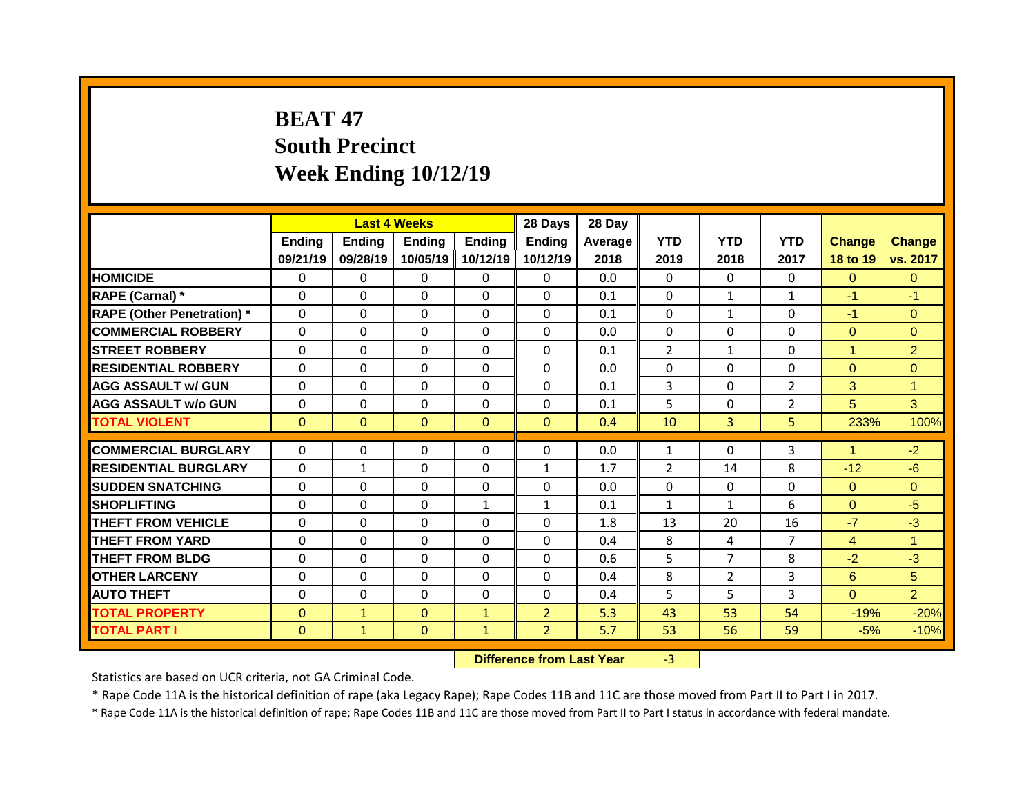# BEAT 47
# South Precinct
# Week Ending 10/12/19

| | Last 4 Weeks | | | | 28 Days | 28 Day | | | | | |
|---|---|---|---|---|---|---|---|---|---|---|---|
| | Ending 09/21/19 | Ending 09/28/19 | Ending 10/05/19 | Ending 10/12/19 | Ending 10/12/19 | Average 2018 | YTD 2019 | YTD 2018 | YTD 2017 | Change 18 to 19 | Change vs. 2017 |
| **HOMICIDE** | 0 | 0 | 0 | 0 | 0 | 0.0 | 0 | 0 | 0 | 0 | 0 |
| **RAPE (Carnal) *** | 0 | 0 | 0 | 0 | 0 | 0.1 | 0 | 1 | 1 | -1 | -1 |
| **RAPE (Other Penetration) *** | 0 | 0 | 0 | 0 | 0 | 0.1 | 0 | 1 | 0 | -1 | 0 |
| **COMMERCIAL ROBBERY** | 0 | 0 | 0 | 0 | 0 | 0.0 | 0 | 0 | 0 | 0 | 0 |
| **STREET ROBBERY** | 0 | 0 | 0 | 0 | 0 | 0.1 | 2 | 1 | 0 | 1 | 2 |
| **RESIDENTIAL ROBBERY** | 0 | 0 | 0 | 0 | 0 | 0.0 | 0 | 0 | 0 | 0 | 0 |
| **AGG ASSAULT w/ GUN** | 0 | 0 | 0 | 0 | 0 | 0.1 | 3 | 0 | 2 | 3 | 1 |
| **AGG ASSAULT w/o GUN** | 0 | 0 | 0 | 0 | 0 | 0.1 | 5 | 0 | 2 | 5 | 3 |
| **TOTAL VIOLENT** | 0 | 0 | 0 | 0 | 0 | 0.4 | 10 | 3 | 5 | 233% | 100% |
| **COMMERCIAL BURGLARY** | 0 | 0 | 0 | 0 | 0 | 0.0 | 1 | 0 | 3 | 1 | -2 |
| **RESIDENTIAL BURGLARY** | 0 | 1 | 0 | 0 | 1 | 1.7 | 2 | 14 | 8 | -12 | -6 |
| **SUDDEN SNATCHING** | 0 | 0 | 0 | 0 | 0 | 0.0 | 0 | 0 | 0 | 0 | 0 |
| **SHOPLIFTING** | 0 | 0 | 0 | 1 | 1 | 0.1 | 1 | 1 | 6 | 0 | -5 |
| **THEFT FROM VEHICLE** | 0 | 0 | 0 | 0 | 0 | 1.8 | 13 | 20 | 16 | -7 | -3 |
| **THEFT FROM YARD** | 0 | 0 | 0 | 0 | 0 | 0.4 | 8 | 4 | 7 | 4 | 1 |
| **THEFT FROM BLDG** | 0 | 0 | 0 | 0 | 0 | 0.6 | 5 | 7 | 8 | -2 | -3 |
| **OTHER LARCENY** | 0 | 0 | 0 | 0 | 0 | 0.4 | 8 | 2 | 3 | 6 | 5 |
| **AUTO THEFT** | 0 | 0 | 0 | 0 | 0 | 0.4 | 5 | 5 | 3 | 0 | 2 |
| **TOTAL PROPERTY** | 0 | 1 | 0 | 1 | 2 | 5.3 | 43 | 53 | 54 | -19% | -20% |
| **TOTAL PART I** | 0 | 1 | 0 | 1 | 2 | 5.7 | 53 | 56 | 59 | -5% | -10% |

**Difference from Last Year** -3

Statistics are based on UCR criteria, not GA Criminal Code.

* Rape Code 11A is the historical definition of rape (aka Legacy Rape); Rape Codes 11B and 11C are those moved from Part II to Part I in 2017.

* Rape Code 11A is the historical definition of rape; Rape Codes 11B and 11C are those moved from Part II to Part I status in accordance with federal mandate.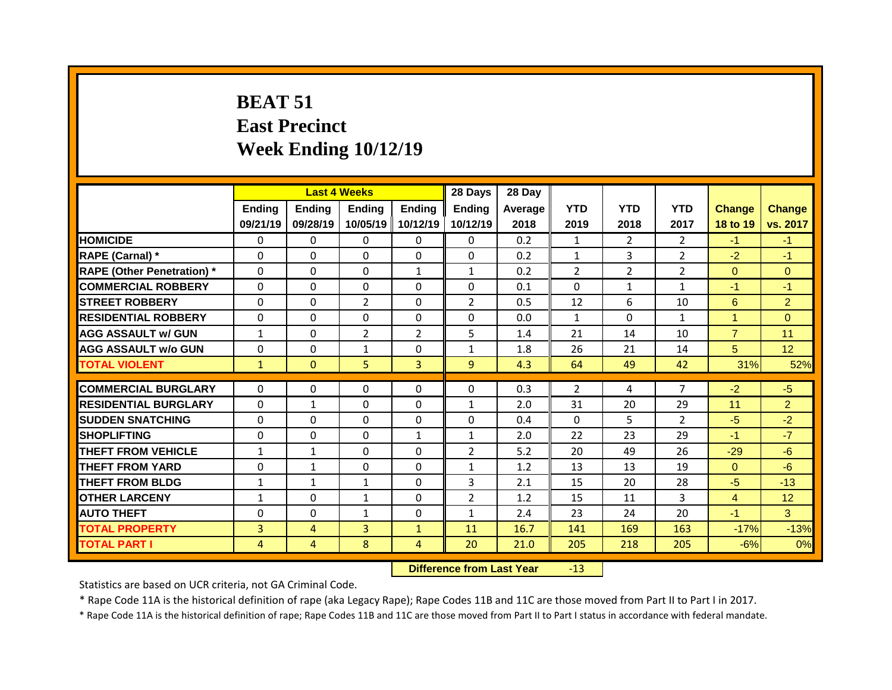# BEAT 51
# East Precinct
# Week Ending 10/12/19

| | Last 4 Weeks | | | | 28 Days | 28 Day | | | | | |
|---|---|---|---|---|---|---|---|---|---|---|---|
| | Ending 09/21/19 | Ending 09/28/19 | Ending 10/05/19 | Ending 10/12/19 | Ending 10/12/19 | Average 2018 | YTD 2019 | YTD 2018 | YTD 2017 | Change 18 to 19 | Change vs. 2017 |
| HOMICIDE | 0 | 0 | 0 | 0 | 0 | 0.2 | 1 | 2 | 2 | -1 | -1 |
| RAPE (Carnal) * | 0 | 0 | 0 | 0 | 0 | 0.2 | 1 | 3 | 2 | -2 | -1 |
| RAPE (Other Penetration) * | 0 | 0 | 0 | 1 | 1 | 0.2 | 2 | 2 | 2 | 0 | 0 |
| COMMERCIAL ROBBERY | 0 | 0 | 0 | 0 | 0 | 0.1 | 0 | 1 | 1 | -1 | -1 |
| STREET ROBBERY | 0 | 0 | 2 | 0 | 2 | 0.5 | 12 | 6 | 10 | 6 | 2 |
| RESIDENTIAL ROBBERY | 0 | 0 | 0 | 0 | 0 | 0.0 | 1 | 0 | 1 | 1 | 0 |
| AGG ASSAULT w/ GUN | 1 | 0 | 2 | 2 | 5 | 1.4 | 21 | 14 | 10 | 7 | 11 |
| AGG ASSAULT w/o GUN | 0 | 0 | 1 | 0 | 1 | 1.8 | 26 | 21 | 14 | 5 | 12 |
| TOTAL VIOLENT | 1 | 0 | 5 | 3 | 9 | 4.3 | 64 | 49 | 42 | 31% | 52% |
| COMMERCIAL BURGLARY | 0 | 0 | 0 | 0 | 0 | 0.3 | 2 | 4 | 7 | -2 | -5 |
| RESIDENTIAL BURGLARY | 0 | 1 | 0 | 0 | 1 | 2.0 | 31 | 20 | 29 | 11 | 2 |
| SUDDEN SNATCHING | 0 | 0 | 0 | 0 | 0 | 0.4 | 0 | 5 | 2 | -5 | -2 |
| SHOPLIFTING | 0 | 0 | 0 | 1 | 1 | 2.0 | 22 | 23 | 29 | -1 | -7 |
| THEFT FROM VEHICLE | 1 | 1 | 0 | 0 | 2 | 5.2 | 20 | 49 | 26 | -29 | -6 |
| THEFT FROM YARD | 0 | 1 | 0 | 0 | 1 | 1.2 | 13 | 13 | 19 | 0 | -6 |
| THEFT FROM BLDG | 1 | 1 | 1 | 0 | 3 | 2.1 | 15 | 20 | 28 | -5 | -13 |
| OTHER LARCENY | 1 | 0 | 1 | 0 | 2 | 1.2 | 15 | 11 | 3 | 4 | 12 |
| AUTO THEFT | 0 | 0 | 1 | 0 | 1 | 2.4 | 23 | 24 | 20 | -1 | 3 |
| TOTAL PROPERTY | 3 | 4 | 3 | 1 | 11 | 16.7 | 141 | 169 | 163 | -17% | -13% |
| TOTAL PART I | 4 | 4 | 8 | 4 | 20 | 21.0 | 205 | 218 | 205 | -6% | 0% |

**Difference from Last Year** -13

Statistics are based on UCR criteria, not GA Criminal Code.

* Rape Code 11A is the historical definition of rape (aka Legacy Rape); Rape Codes 11B and 11C are those moved from Part II to Part I in 2017.

* Rape Code 11A is the historical definition of rape; Rape Codes 11B and 11C are those moved from Part II to Part I status in accordance with federal mandate.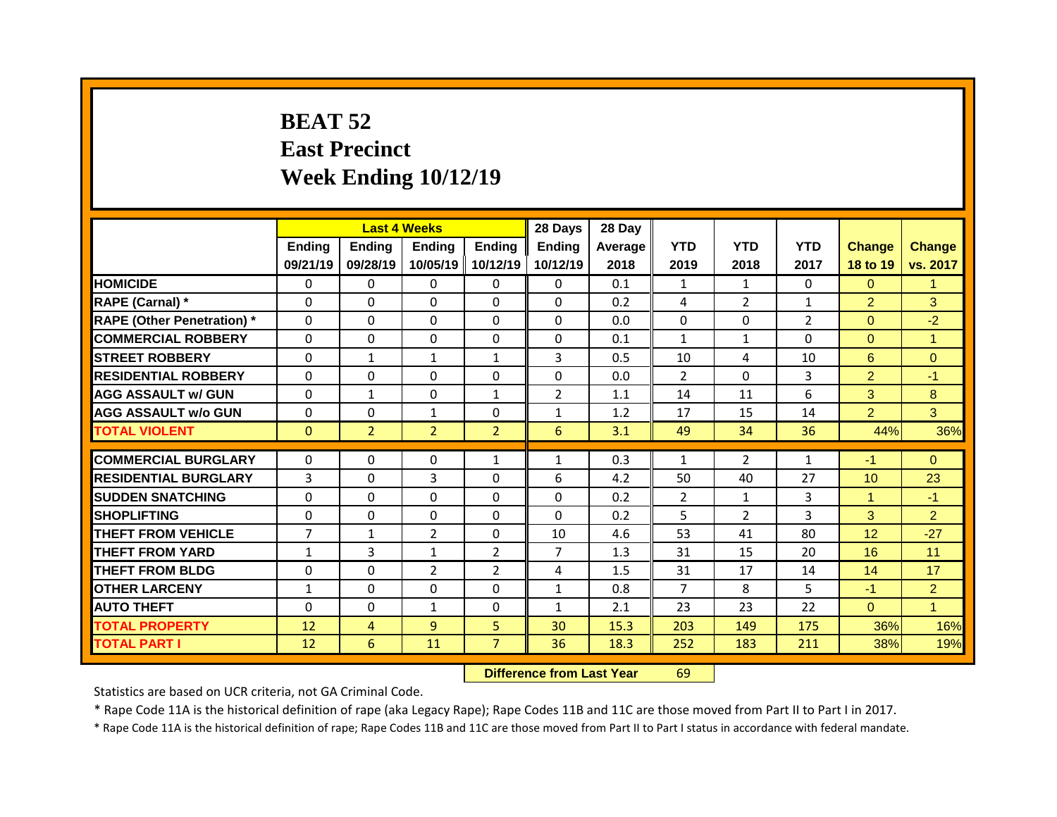# BEAT 52
# East Precinct
# Week Ending 10/12/19

| | Last 4 Weeks | | | | 28 Days | 28 Day | | | | | |
|---|---|---|---|---|---|---|---|---|---|---|---|
| | Ending 09/21/19 | Ending 09/28/19 | Ending 10/05/19 | Ending 10/12/19 | Ending 10/12/19 | Average 2018 | YTD 2019 | YTD 2018 | YTD 2017 | Change 18 to 19 | Change vs. 2017 |
| HOMICIDE | 0 | 0 | 0 | 0 | 0 | 0.1 | 1 | 1 | 0 | 0 | 1 |
| RAPE (Carnal) * | 0 | 0 | 0 | 0 | 0 | 0.2 | 4 | 2 | 1 | 2 | 3 |
| RAPE (Other Penetration) * | 0 | 0 | 0 | 0 | 0 | 0.0 | 0 | 0 | 2 | 0 | -2 |
| COMMERCIAL ROBBERY | 0 | 0 | 0 | 0 | 0 | 0.1 | 1 | 1 | 0 | 0 | 1 |
| STREET ROBBERY | 0 | 1 | 1 | 1 | 3 | 0.5 | 10 | 4 | 10 | 6 | 0 |
| RESIDENTIAL ROBBERY | 0 | 0 | 0 | 0 | 0 | 0.0 | 2 | 0 | 3 | 2 | -1 |
| AGG ASSAULT w/ GUN | 0 | 1 | 0 | 1 | 2 | 1.1 | 14 | 11 | 6 | 3 | 8 |
| AGG ASSAULT w/o GUN | 0 | 0 | 1 | 0 | 1 | 1.2 | 17 | 15 | 14 | 2 | 3 |
| TOTAL VIOLENT | 0 | 2 | 2 | 2 | 6 | 3.1 | 49 | 34 | 36 | 44% | 36% |
| COMMERCIAL BURGLARY | 0 | 0 | 0 | 1 | 1 | 0.3 | 1 | 2 | 1 | -1 | 0 |
| RESIDENTIAL BURGLARY | 3 | 0 | 3 | 0 | 6 | 4.2 | 50 | 40 | 27 | 10 | 23 |
| SUDDEN SNATCHING | 0 | 0 | 0 | 0 | 0 | 0.2 | 2 | 1 | 3 | 1 | -1 |
| SHOPLIFTING | 0 | 0 | 0 | 0 | 0 | 0.2 | 5 | 2 | 3 | 3 | 2 |
| THEFT FROM VEHICLE | 7 | 1 | 2 | 0 | 10 | 4.6 | 53 | 41 | 80 | 12 | -27 |
| THEFT FROM YARD | 1 | 3 | 1 | 2 | 7 | 1.3 | 31 | 15 | 20 | 16 | 11 |
| THEFT FROM BLDG | 0 | 0 | 2 | 2 | 4 | 1.5 | 31 | 17 | 14 | 14 | 17 |
| OTHER LARCENY | 1 | 0 | 0 | 0 | 1 | 0.8 | 7 | 8 | 5 | -1 | 2 |
| AUTO THEFT | 0 | 0 | 1 | 0 | 1 | 2.1 | 23 | 23 | 22 | 0 | 1 |
| TOTAL PROPERTY | 12 | 4 | 9 | 5 | 30 | 15.3 | 203 | 149 | 175 | 36% | 16% |
| TOTAL PART I | 12 | 6 | 11 | 7 | 36 | 18.3 | 252 | 183 | 211 | 38% | 19% |

**Difference from Last Year** 69

Statistics are based on UCR criteria, not GA Criminal Code.

* Rape Code 11A is the historical definition of rape (aka Legacy Rape); Rape Codes 11B and 11C are those moved from Part II to Part I in 2017.

* Rape Code 11A is the historical definition of rape; Rape Codes 11B and 11C are those moved from Part II to Part I status in accordance with federal mandate.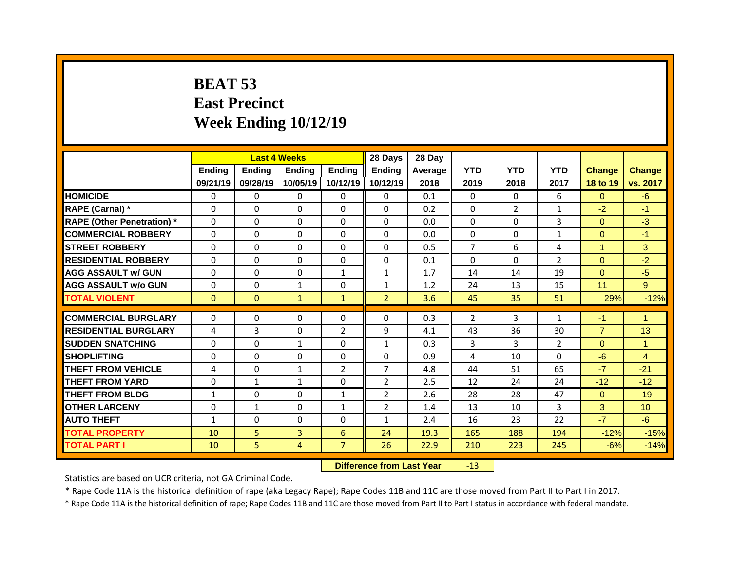# BEAT 53
# East Precinct
# Week Ending 10/12/19

| | Last 4 Weeks | | | | 28 Days | 28 Day | | | | | |
|---|---|---|---|---|---|---|---|---|---|---|---|
| | Ending 09/21/19 | Ending 09/28/19 | Ending 10/05/19 | Ending 10/12/19 | Ending 10/12/19 | Average 2018 | YTD 2019 | YTD 2018 | YTD 2017 | Change 18 to 19 | Change vs. 2017 |
| **HOMICIDE** | 0 | 0 | 0 | 0 | 0 | 0.1 | 0 | 0 | 6 | 0 | -6 |
| **RAPE (Carnal) *** | 0 | 0 | 0 | 0 | 0 | 0.2 | 0 | 2 | 1 | -2 | -1 |
| **RAPE (Other Penetration) *** | 0 | 0 | 0 | 0 | 0 | 0.0 | 0 | 0 | 3 | 0 | -3 |
| **COMMERCIAL ROBBERY** | 0 | 0 | 0 | 0 | 0 | 0.0 | 0 | 0 | 1 | 0 | -1 |
| **STREET ROBBERY** | 0 | 0 | 0 | 0 | 0 | 0.5 | 7 | 6 | 4 | 1 | 3 |
| **RESIDENTIAL ROBBERY** | 0 | 0 | 0 | 0 | 0 | 0.1 | 0 | 0 | 2 | 0 | -2 |
| **AGG ASSAULT w/ GUN** | 0 | 0 | 0 | 1 | 1 | 1.7 | 14 | 14 | 19 | 0 | -5 |
| **AGG ASSAULT w/o GUN** | 0 | 0 | 1 | 0 | 1 | 1.2 | 24 | 13 | 15 | 11 | 9 |
| **TOTAL VIOLENT** | 0 | 0 | 1 | 1 | 2 | 3.6 | 45 | 35 | 51 | 29% | -12% |
| **COMMERCIAL BURGLARY** | 0 | 0 | 0 | 0 | 0 | 0.3 | 2 | 3 | 1 | -1 | 1 |
| **RESIDENTIAL BURGLARY** | 4 | 3 | 0 | 2 | 9 | 4.1 | 43 | 36 | 30 | 7 | 13 |
| **SUDDEN SNATCHING** | 0 | 0 | 1 | 0 | 1 | 0.3 | 3 | 3 | 2 | 0 | 1 |
| **SHOPLIFTING** | 0 | 0 | 0 | 0 | 0 | 0.9 | 4 | 10 | 0 | -6 | 4 |
| **THEFT FROM VEHICLE** | 4 | 0 | 1 | 2 | 7 | 4.8 | 44 | 51 | 65 | -7 | -21 |
| **THEFT FROM YARD** | 0 | 1 | 1 | 0 | 2 | 2.5 | 12 | 24 | 24 | -12 | -12 |
| **THEFT FROM BLDG** | 1 | 0 | 0 | 1 | 2 | 2.6 | 28 | 28 | 47 | 0 | -19 |
| **OTHER LARCENY** | 0 | 1 | 0 | 1 | 2 | 1.4 | 13 | 10 | 3 | 3 | 10 |
| **AUTO THEFT** | 1 | 0 | 0 | 0 | 1 | 2.4 | 16 | 23 | 22 | -7 | -6 |
| **TOTAL PROPERTY** | 10 | 5 | 3 | 6 | 24 | 19.3 | 165 | 188 | 194 | -12% | -15% |
| **TOTAL PART I** | 10 | 5 | 4 | 7 | 26 | 22.9 | 210 | 223 | 245 | -6% | -14% |

**Difference from Last Year** -13

Statistics are based on UCR criteria, not GA Criminal Code.

* Rape Code 11A is the historical definition of rape (aka Legacy Rape); Rape Codes 11B and 11C are those moved from Part II to Part I in 2017.

* Rape Code 11A is the historical definition of rape; Rape Codes 11B and 11C are those moved from Part II to Part I status in accordance with federal mandate.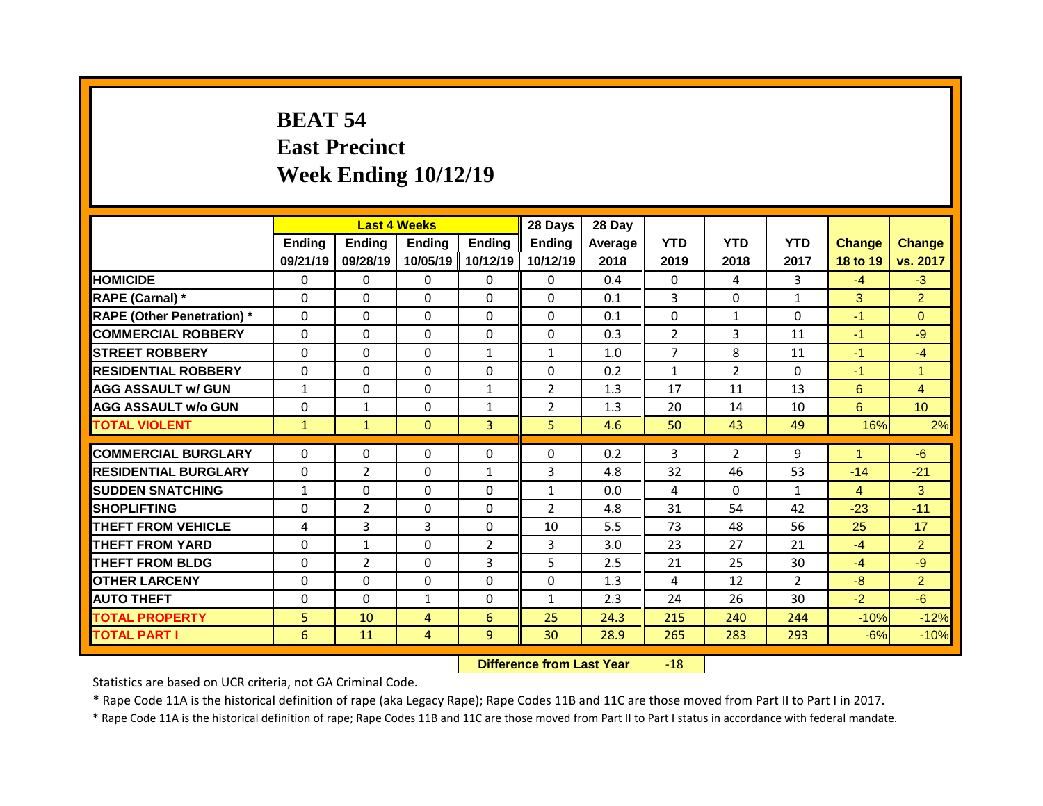# BEAT 54
## East Precinct
## Week Ending 10/12/19

| | Last 4 Weeks | | | | 28 Days | 28 Day | | | | | |
|---|---|---|---|---|---|---|---|---|---|---|---|
| | Ending 09/21/19 | Ending 09/28/19 | Ending 10/05/19 | Ending 10/12/19 | Ending 10/12/19 | Average 2018 | YTD 2019 | YTD 2018 | YTD 2017 | Change 18 to 19 | Change vs. 2017 |
| **HOMICIDE** | 0 | 0 | 0 | 0 | 0 | 0.4 | 0 | 4 | 3 | -4 | -3 |
| **RAPE (Carnal) *** | 0 | 0 | 0 | 0 | 0 | 0.1 | 3 | 0 | 1 | 3 | 2 |
| **RAPE (Other Penetration) *** | 0 | 0 | 0 | 0 | 0 | 0.1 | 0 | 1 | 0 | -1 | 0 |
| **COMMERCIAL ROBBERY** | 0 | 0 | 0 | 0 | 0 | 0.3 | 2 | 3 | 11 | -1 | -9 |
| **STREET ROBBERY** | 0 | 0 | 0 | 1 | 1 | 1.0 | 7 | 8 | 11 | -1 | -4 |
| **RESIDENTIAL ROBBERY** | 0 | 0 | 0 | 0 | 0 | 0.2 | 1 | 2 | 0 | -1 | 1 |
| **AGG ASSAULT w/ GUN** | 1 | 0 | 0 | 1 | 2 | 1.3 | 17 | 11 | 13 | 6 | 4 |
| **AGG ASSAULT w/o GUN** | 0 | 1 | 0 | 1 | 2 | 1.3 | 20 | 14 | 10 | 6 | 10 |
| **TOTAL VIOLENT** | 1 | 1 | 0 | 3 | 5 | 4.6 | 50 | 43 | 49 | 16% | 2% |
| **COMMERCIAL BURGLARY** | 0 | 0 | 0 | 0 | 0 | 0.2 | 3 | 2 | 9 | 1 | -6 |
| **RESIDENTIAL BURGLARY** | 0 | 2 | 0 | 1 | 3 | 4.8 | 32 | 46 | 53 | -14 | -21 |
| **SUDDEN SNATCHING** | 1 | 0 | 0 | 0 | 1 | 0.0 | 4 | 0 | 1 | 4 | 3 |
| **SHOPLIFTING** | 0 | 2 | 0 | 0 | 2 | 4.8 | 31 | 54 | 42 | -23 | -11 |
| **THEFT FROM VEHICLE** | 4 | 3 | 3 | 0 | 10 | 5.5 | 73 | 48 | 56 | 25 | 17 |
| **THEFT FROM YARD** | 0 | 1 | 0 | 2 | 3 | 3.0 | 23 | 27 | 21 | -4 | 2 |
| **THEFT FROM BLDG** | 0 | 2 | 0 | 3 | 5 | 2.5 | 21 | 25 | 30 | -4 | -9 |
| **OTHER LARCENY** | 0 | 0 | 0 | 0 | 0 | 1.3 | 4 | 12 | 2 | -8 | 2 |
| **AUTO THEFT** | 0 | 0 | 1 | 0 | 1 | 2.3 | 24 | 26 | 30 | -2 | -6 |
| **TOTAL PROPERTY** | 5 | 10 | 4 | 6 | 25 | 24.3 | 215 | 240 | 244 | -10% | -12% |
| **TOTAL PART I** | 6 | 11 | 4 | 9 | 30 | 28.9 | 265 | 283 | 293 | -6% | -10% |

**Difference from Last Year** -18

Statistics are based on UCR criteria, not GA Criminal Code.

* Rape Code 11A is the historical definition of rape (aka Legacy Rape); Rape Codes 11B and 11C are those moved from Part II to Part I in 2017.

* Rape Code 11A is the historical definition of rape; Rape Codes 11B and 11C are those moved from Part II to Part I status in accordance with federal mandate.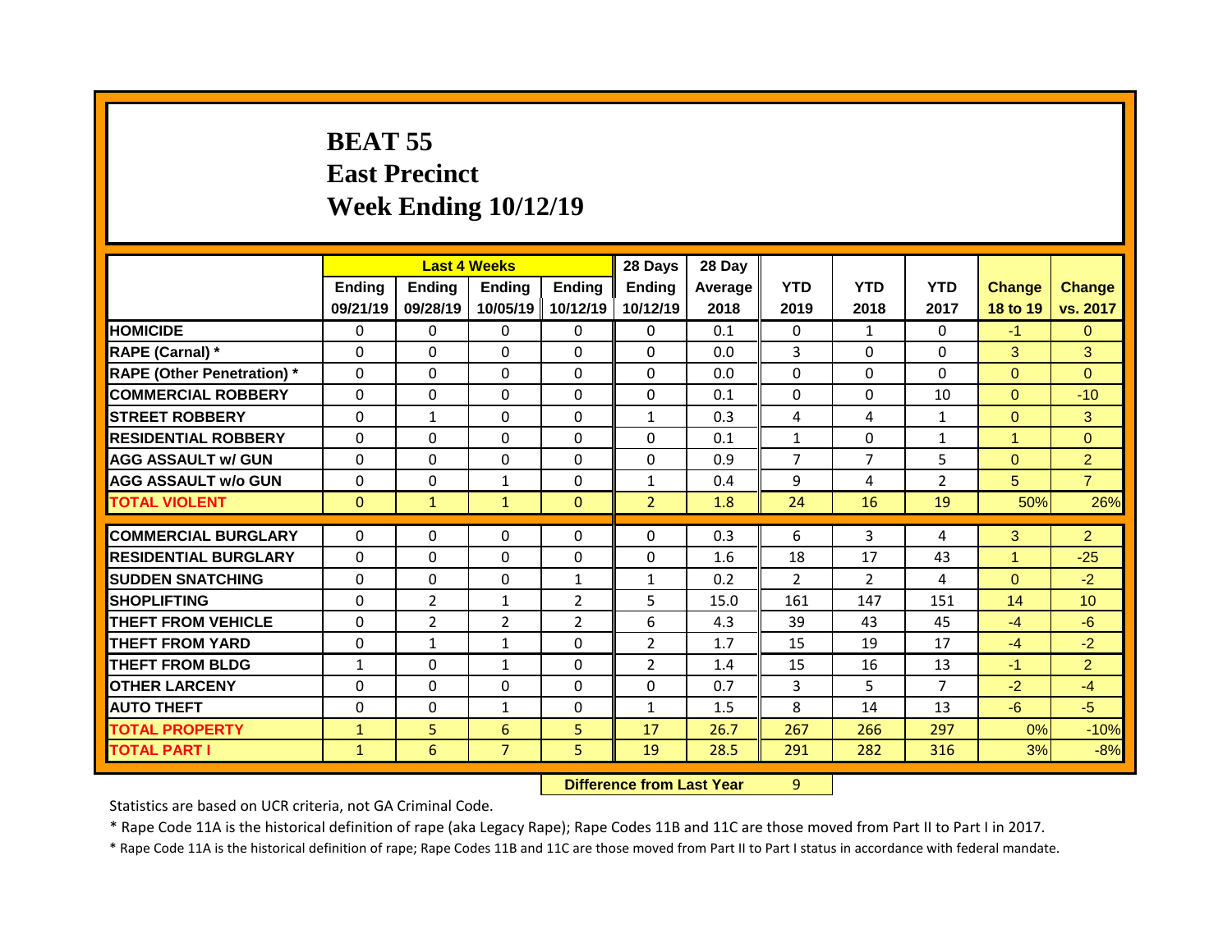# BEAT 55
# East Precinct
# Week Ending 10/12/19

| | Last 4 Weeks | | | | 28 Days | 28 Day | | | | | |
|---|---|---|---|---|---|---|---|---|---|---|---|
| | Ending 09/21/19 | Ending 09/28/19 | Ending 10/05/19 | Ending 10/12/19 | Ending 10/12/19 | Average 2018 | YTD 2019 | YTD 2018 | YTD 2017 | Change 18 to 19 | Change vs. 2017 |
| HOMICIDE | 0 | 0 | 0 | 0 | 0 | 0.1 | 0 | 1 | 0 | -1 | 0 |
| RAPE (Carnal) * | 0 | 0 | 0 | 0 | 0 | 0.0 | 3 | 0 | 0 | 3 | 3 |
| RAPE (Other Penetration) * | 0 | 0 | 0 | 0 | 0 | 0.0 | 0 | 0 | 0 | 0 | 0 |
| COMMERCIAL ROBBERY | 0 | 0 | 0 | 0 | 0 | 0.1 | 0 | 0 | 10 | 0 | -10 |
| STREET ROBBERY | 0 | 1 | 0 | 0 | 1 | 0.3 | 4 | 4 | 1 | 0 | 3 |
| RESIDENTIAL ROBBERY | 0 | 0 | 0 | 0 | 0 | 0.1 | 1 | 0 | 1 | 1 | 0 |
| AGG ASSAULT w/ GUN | 0 | 0 | 0 | 0 | 0 | 0.9 | 7 | 7 | 5 | 0 | 2 |
| AGG ASSAULT w/o GUN | 0 | 0 | 1 | 0 | 1 | 0.4 | 9 | 4 | 2 | 5 | 7 |
| TOTAL VIOLENT | 0 | 1 | 1 | 0 | 2 | 1.8 | 24 | 16 | 19 | 50% | 26% |
| COMMERCIAL BURGLARY | 0 | 0 | 0 | 0 | 0 | 0.3 | 6 | 3 | 4 | 3 | 2 |
| RESIDENTIAL BURGLARY | 0 | 0 | 0 | 0 | 0 | 1.6 | 18 | 17 | 43 | 1 | -25 |
| SUDDEN SNATCHING | 0 | 0 | 0 | 1 | 1 | 0.2 | 2 | 2 | 4 | 0 | -2 |
| SHOPLIFTING | 0 | 2 | 1 | 2 | 5 | 15.0 | 161 | 147 | 151 | 14 | 10 |
| THEFT FROM VEHICLE | 0 | 2 | 2 | 2 | 6 | 4.3 | 39 | 43 | 45 | -4 | -6 |
| THEFT FROM YARD | 0 | 1 | 1 | 0 | 2 | 1.7 | 15 | 19 | 17 | -4 | -2 |
| THEFT FROM BLDG | 1 | 0 | 1 | 0 | 2 | 1.4 | 15 | 16 | 13 | -1 | 2 |
| OTHER LARCENY | 0 | 0 | 0 | 0 | 0 | 0.7 | 3 | 5 | 7 | -2 | -4 |
| AUTO THEFT | 0 | 0 | 1 | 0 | 1 | 1.5 | 8 | 14 | 13 | -6 | -5 |
| TOTAL PROPERTY | 1 | 5 | 6 | 5 | 17 | 26.7 | 267 | 266 | 297 | 0% | -10% |
| TOTAL PART I | 1 | 6 | 7 | 5 | 19 | 28.5 | 291 | 282 | 316 | 3% | -8% |

**Difference from Last Year** 9

Statistics are based on UCR criteria, not GA Criminal Code.

* Rape Code 11A is the historical definition of rape (aka Legacy Rape); Rape Codes 11B and 11C are those moved from Part II to Part I in 2017.

* Rape Code 11A is the historical definition of rape; Rape Codes 11B and 11C are those moved from Part II to Part I status in accordance with federal mandate.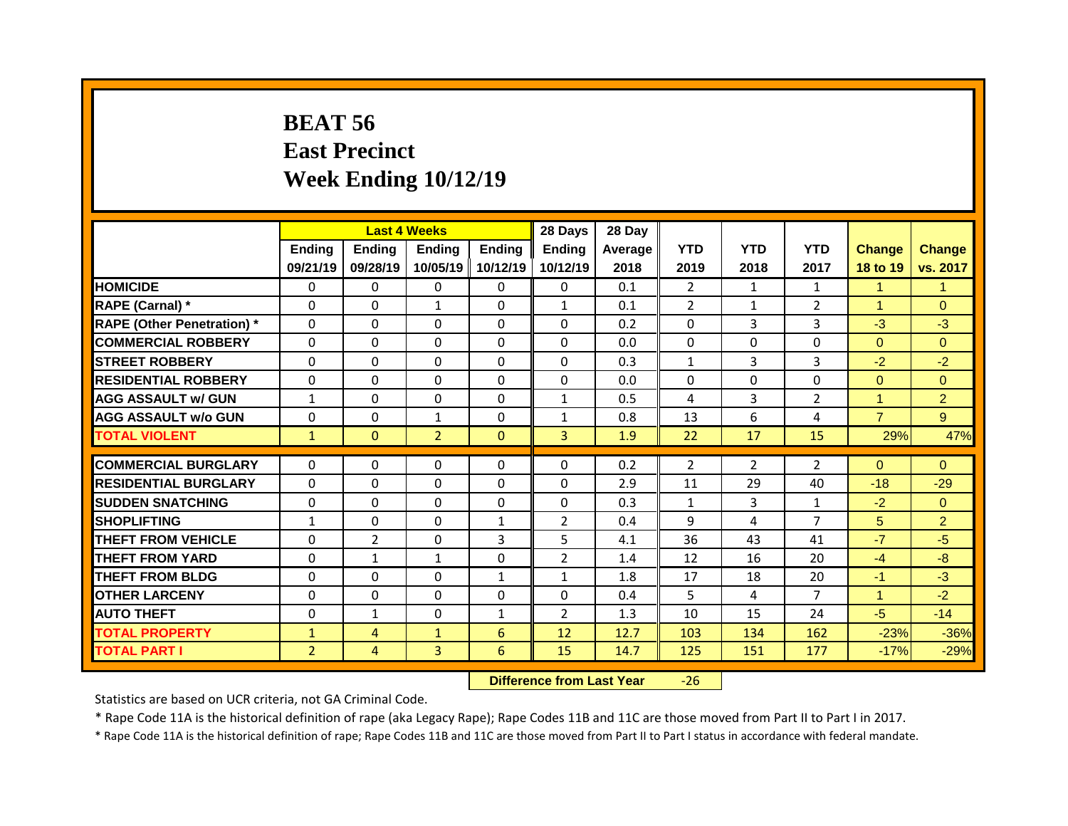# BEAT 56
## East Precinct
## Week Ending 10/12/19

| | Last 4 Weeks | | | | 28 Days | 28 Day | | | | | |
|---|---|---|---|---|---|---|---|---|---|---|---|
| | Ending 09/21/19 | Ending 09/28/19 | Ending 10/05/19 | Ending 10/12/19 | Ending 10/12/19 | Average 2018 | YTD 2019 | YTD 2018 | YTD 2017 | Change 18 to 19 | Change vs. 2017 |
| **HOMICIDE** | 0 | 0 | 0 | 0 | 0 | 0.1 | 2 | 1 | 1 | 1 | 1 |
| **RAPE (Carnal) *** | 0 | 0 | 1 | 0 | 1 | 0.1 | 2 | 1 | 2 | 1 | 0 |
| **RAPE (Other Penetration) *** | 0 | 0 | 0 | 0 | 0 | 0.2 | 0 | 3 | 3 | -3 | -3 |
| **COMMERCIAL ROBBERY** | 0 | 0 | 0 | 0 | 0 | 0.0 | 0 | 0 | 0 | 0 | 0 |
| **STREET ROBBERY** | 0 | 0 | 0 | 0 | 0 | 0.3 | 1 | 3 | 3 | -2 | -2 |
| **RESIDENTIAL ROBBERY** | 0 | 0 | 0 | 0 | 0 | 0.0 | 0 | 0 | 0 | 0 | 0 |
| **AGG ASSAULT w/ GUN** | 1 | 0 | 0 | 0 | 1 | 0.5 | 4 | 3 | 2 | 1 | 2 |
| **AGG ASSAULT w/o GUN** | 0 | 0 | 1 | 0 | 1 | 0.8 | 13 | 6 | 4 | 7 | 9 |
| **TOTAL VIOLENT** | 1 | 0 | 2 | 0 | 3 | 1.9 | 22 | 17 | 15 | 29% | 47% |
| **COMMERCIAL BURGLARY** | 0 | 0 | 0 | 0 | 0 | 0.2 | 2 | 2 | 2 | 0 | 0 |
| **RESIDENTIAL BURGLARY** | 0 | 0 | 0 | 0 | 0 | 2.9 | 11 | 29 | 40 | -18 | -29 |
| **SUDDEN SNATCHING** | 0 | 0 | 0 | 0 | 0 | 0.3 | 1 | 3 | 1 | -2 | 0 |
| **SHOPLIFTING** | 1 | 0 | 0 | 1 | 2 | 0.4 | 9 | 4 | 7 | 5 | 2 |
| **THEFT FROM VEHICLE** | 0 | 2 | 0 | 3 | 5 | 4.1 | 36 | 43 | 41 | -7 | -5 |
| **THEFT FROM YARD** | 0 | 1 | 1 | 0 | 2 | 1.4 | 12 | 16 | 20 | -4 | -8 |
| **THEFT FROM BLDG** | 0 | 0 | 0 | 1 | 1 | 1.8 | 17 | 18 | 20 | -1 | -3 |
| **OTHER LARCENY** | 0 | 0 | 0 | 0 | 0 | 0.4 | 5 | 4 | 7 | 1 | -2 |
| **AUTO THEFT** | 0 | 1 | 0 | 1 | 2 | 1.3 | 10 | 15 | 24 | -5 | -14 |
| **TOTAL PROPERTY** | 1 | 4 | 1 | 6 | 12 | 12.7 | 103 | 134 | 162 | -23% | -36% |
| **TOTAL PART I** | 2 | 4 | 3 | 6 | 15 | 14.7 | 125 | 151 | 177 | -17% | -29% |

**Difference from Last Year** -26

Statistics are based on UCR criteria, not GA Criminal Code.

* Rape Code 11A is the historical definition of rape (aka Legacy Rape); Rape Codes 11B and 11C are those moved from Part II to Part I in 2017.

* Rape Code 11A is the historical definition of rape; Rape Codes 11B and 11C are those moved from Part II to Part I status in accordance with federal mandate.